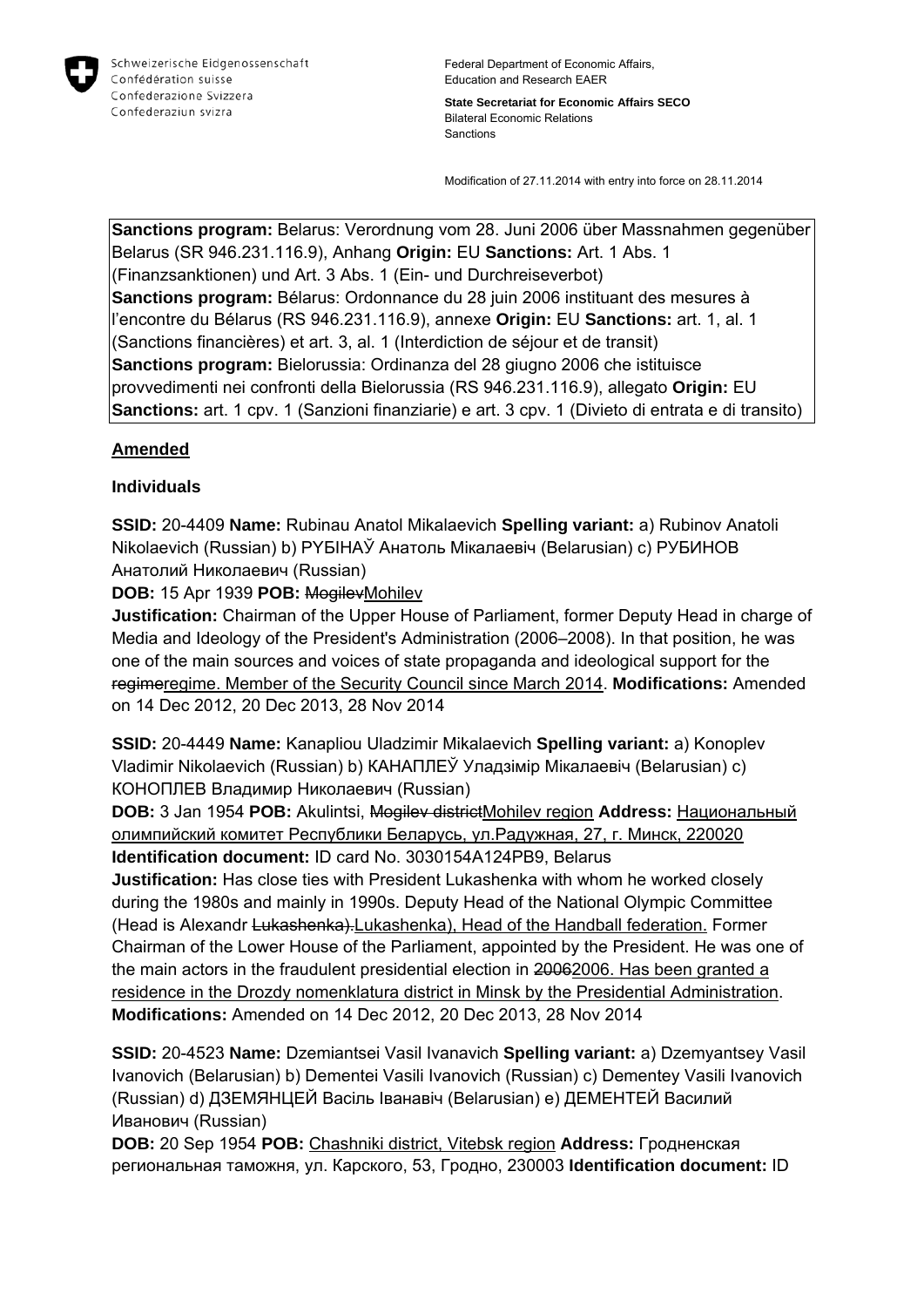Schweizerische Eidgenossenschaft
Confédération suisse
Confederazione Svizzera
Confederaziun svizra

Federal Department of Economic Affairs, Education and Research EAER

**State Secretariat for Economic Affairs SECO**
Bilateral Economic Relations
Sanctions

Modification of 27.11.2014 with entry into force on 28.11.2014

**Sanctions program:** Belarus: Verordnung vom 28. Juni 2006 über Massnahmen gegenüber Belarus (SR 946.231.116.9), Anhang **Origin:** EU **Sanctions:** Art. 1 Abs. 1 (Finanzsanktionen) und Art. 3 Abs. 1 (Ein- und Durchreiseverbot)
**Sanctions program:** Bélarus: Ordonnance du 28 juin 2006 instituant des mesures à l'encontre du Bélarus (RS 946.231.116.9), annexe **Origin:** EU **Sanctions:** art. 1, al. 1 (Sanctions financières) et art. 3, al. 1 (Interdiction de séjour et de transit)
**Sanctions program:** Bielorussia: Ordinanza del 28 giugno 2006 che istituisce provvedimenti nei confronti della Bielorussia (RS 946.231.116.9), allegato **Origin:** EU **Sanctions:** art. 1 cpv. 1 (Sanzioni finanziarie) e art. 3 cpv. 1 (Divieto di entrata e di transito)

## Amended

### Individuals

**SSID:** 20-4409 **Name:** Rubinau Anatol Mikalaevich **Spelling variant:** a) Rubinov Anatoli Nikolaevich (Russian) b) РУБІНАЎ Анатоль Мікалаевіч (Belarusian) c) РУБИНОВ Анатолий Николаевич (Russian)
**DOB:** 15 Apr 1939 **POB:** ~~Mogilev~~Mohilev
**Justification:** Chairman of the Upper House of Parliament, former Deputy Head in charge of Media and Ideology of the President's Administration (2006–2008). In that position, he was one of the main sources and voices of state propaganda and ideological support for the ~~regime~~regime. Member of the Security Council since March 2014. **Modifications:** Amended on 14 Dec 2012, 20 Dec 2013, 28 Nov 2014

**SSID:** 20-4449 **Name:** Kanapliou Uladzimir Mikalaevich **Spelling variant:** a) Konoplev Vladimir Nikolaevich (Russian) b) КАНАПЛЕЎ Уладзімір Мікалаевіч (Belarusian) c) КОНОПЛЕВ Владимир Николаевич (Russian)
**DOB:** 3 Jan 1954 **POB:** Akulintsi, ~~Mogilev district~~Mohilev region **Address:** Национальный олимпийский комитет Республики Беларусь, ул.Радужная, 27, г. Минск, 220020
**Identification document:** ID card No. 3030154A124PB9, Belarus
**Justification:** Has close ties with President Lukashenka with whom he worked closely during the 1980s and mainly in 1990s. Deputy Head of the National Olympic Committee (Head is Alexandr ~~Lukashenka).~~Lukashenka), Head of the Handball federation. Former Chairman of the Lower House of the Parliament, appointed by the President. He was one of the main actors in the fraudulent presidential election in ~~2006~~2006. Has been granted a residence in the Drozdy nomenklatura district in Minsk by the Presidential Administration.
**Modifications:** Amended on 14 Dec 2012, 20 Dec 2013, 28 Nov 2014

**SSID:** 20-4523 **Name:** Dzemiantsei Vasil Ivanavich **Spelling variant:** a) Dzemyantsey Vasil Ivanovich (Belarusian) b) Dementei Vasili Ivanovich (Russian) c) Dementey Vasili Ivanovich (Russian) d) ДЗЕМЯНЦЕЙ Васіль Іванавіч (Belarusian) e) ДЕМЕНТЕЙ Василий Иванович (Russian)
**DOB:** 20 Sep 1954 **POB:** Chashniki district, Vitebsk region **Address:** Гродненская региональная таможня, ул. Карского, 53, Гродно, 230003 **Identification document:** ID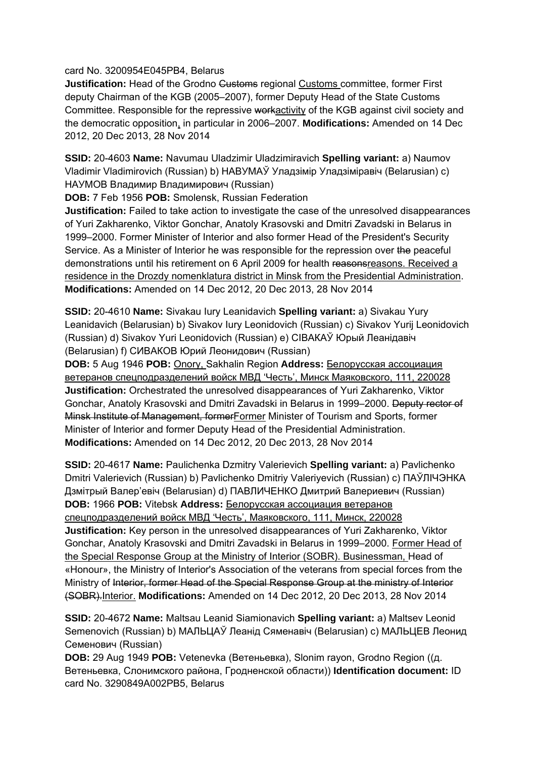card No. 3200954E045PB4, Belarus
**Justification:** Head of the Grodno ~~Customs~~ regional Customs committee, former First deputy Chairman of the KGB (2005–2007), former Deputy Head of the State Customs Committee. Responsible for the repressive ~~work~~activity of the KGB against civil society and the democratic opposition, in particular in 2006–2007. **Modifications:** Amended on 14 Dec 2012, 20 Dec 2013, 28 Nov 2014

**SSID:** 20-4603 **Name:** Navumau Uladzimir Uladzimiravich **Spelling variant:** a) Naumov Vladimir Vladimirovich (Russian) b) НАВУМАЎ Уладзімір Уладзіміравіч (Belarusian) c) НАУМОВ Владимир Владимирович (Russian)
**DOB:** 7 Feb 1956 **POB:** Smolensk, Russian Federation
**Justification:** Failed to take action to investigate the case of the unresolved disappearances of Yuri Zakharenko, Viktor Gonchar, Anatoly Krasovski and Dmitri Zavadski in Belarus in 1999–2000. Former Minister of Interior and also former Head of the President's Security Service. As a Minister of Interior he was responsible for the repression over ~~the~~ peaceful demonstrations until his retirement on 6 April 2009 for health ~~reasons~~reasons. Received a residence in the Drozdy nomenklatura district in Minsk from the Presidential Administration. **Modifications:** Amended on 14 Dec 2012, 20 Dec 2013, 28 Nov 2014

**SSID:** 20-4610 **Name:** Sivakau Iury Leanidavich **Spelling variant:** a) Sivakau Yury Leanidavich (Belarusian) b) Sivakov Iury Leonidovich (Russian) c) Sivakov Yurij Leonidovich (Russian) d) Sivakov Yuri Leonidovich (Russian) e) СІВАКАЎ Юрый Леанідавіч (Belarusian) f) СИВАКОВ Юрий Леонидович (Russian)
**DOB:** 5 Aug 1946 **POB:** Onory, Sakhalin Region **Address:** Белорусская ассоциация ветеранов спецподразделений войск МВД 'Честь', Минск Маяковского, 111, 220028
**Justification:** Orchestrated the unresolved disappearances of Yuri Zakharenko, Viktor Gonchar, Anatoly Krasovski and Dmitri Zavadski in Belarus in 1999–2000. ~~Deputy rector of Minsk Institute of Management, former~~Former Minister of Tourism and Sports, former Minister of Interior and former Deputy Head of the Presidential Administration. **Modifications:** Amended on 14 Dec 2012, 20 Dec 2013, 28 Nov 2014

**SSID:** 20-4617 **Name:** Paulichenka Dzmitry Valerievich **Spelling variant:** a) Pavlichenko Dmitri Valerievich (Russian) b) Pavlichenko Dmitriy Valeriyevich (Russian) c) ПАЎЛІЧЭНКА Дзмітрый Валер'евіч (Belarusian) d) ПАВЛИЧЕНКО Дмитрий Валериевич (Russian)
**DOB:** 1966 **POB:** Vitebsk **Address:** Белорусская ассоциация ветеранов спецподразделений войск МВД 'Честь', Маяковского, 111, Минск, 220028
**Justification:** Key person in the unresolved disappearances of Yuri Zakharenko, Viktor Gonchar, Anatoly Krasovski and Dmitri Zavadski in Belarus in 1999–2000. Former Head of the Special Response Group at the Ministry of Interior (SOBR). Businessman, Head of «Honour», the Ministry of Interior's Association of the veterans from special forces from the Ministry of ~~Interior, former Head of the Special Response Group at the ministry of Interior (SOBR).~~Interior. **Modifications:** Amended on 14 Dec 2012, 20 Dec 2013, 28 Nov 2014

**SSID:** 20-4672 **Name:** Maltsau Leanid Siamionavich **Spelling variant:** a) Maltsev Leonid Semenovich (Russian) b) МАЛЬЦАЎ Леанід Сяменавіч (Belarusian) c) МАЛЬЦЕВ Леонид Семенович (Russian)
**DOB:** 29 Aug 1949 **POB:** Vetenevka (Ветеньевка), Slonim rayon, Grodno Region ((д. Ветеньевка, Слонимского района, Гродненской области)) **Identification document:** ID card No. 3290849A002PB5, Belarus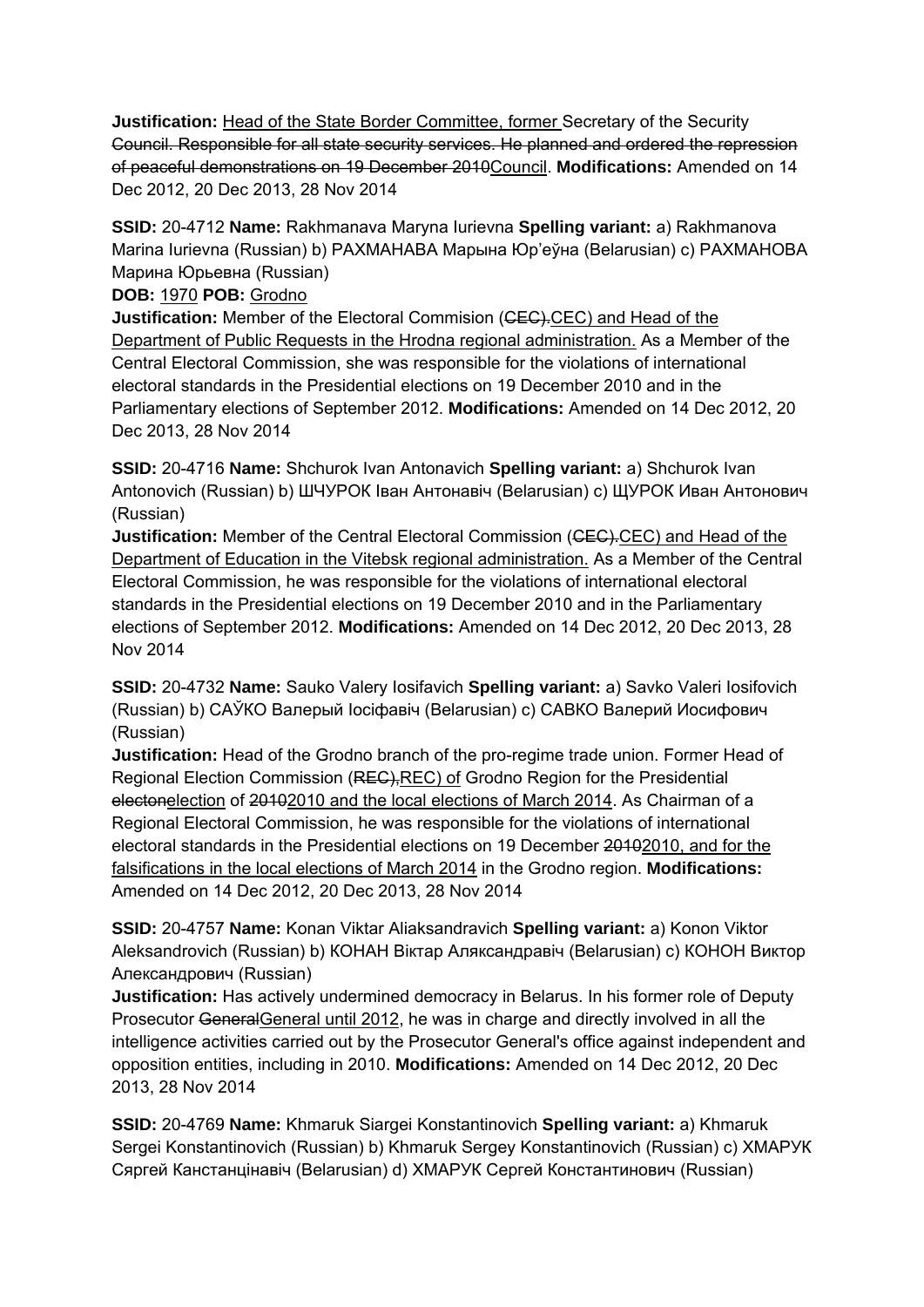**Justification:** Head of the State Border Committee, former Secretary of the Security ~~Council. Responsible for all state security services. He planned and ordered the repression of peaceful demonstrations on 19 December 2010~~Council. **Modifications:** Amended on 14 Dec 2012, 20 Dec 2013, 28 Nov 2014

**SSID:** 20-4712 **Name:** Rakhmanava Maryna Iurievna **Spelling variant:** a) Rakhmanova Marina Iurievna (Russian) b) РАХМАНАВА Марына Юр'еўна (Belarusian) c) РАХМАНОВА Марина Юрьевна (Russian)
**DOB:** 1970 **POB:** Grodno
**Justification:** Member of the Electoral Commision (~~CEC).~~CEC) and Head of the Department of Public Requests in the Hrodna regional administration. As a Member of the Central Electoral Commission, she was responsible for the violations of international electoral standards in the Presidential elections on 19 December 2010 and in the Parliamentary elections of September 2012. **Modifications:** Amended on 14 Dec 2012, 20 Dec 2013, 28 Nov 2014

**SSID:** 20-4716 **Name:** Shchurok Ivan Antonavich **Spelling variant:** a) Shchurok Ivan Antonovich (Russian) b) ШЧУРОК Іван Антонавіч (Belarusian) c) ЩУРОК Иван Антонович (Russian)
**Justification:** Member of the Central Electoral Commission (~~CEC).~~CEC) and Head of the Department of Education in the Vitebsk regional administration. As a Member of the Central Electoral Commission, he was responsible for the violations of international electoral standards in the Presidential elections on 19 December 2010 and in the Parliamentary elections of September 2012. **Modifications:** Amended on 14 Dec 2012, 20 Dec 2013, 28 Nov 2014

**SSID:** 20-4732 **Name:** Sauko Valery Iosifavich **Spelling variant:** a) Savko Valeri Iosifovich (Russian) b) САЎКО Валерый Іосіфавіч (Belarusian) c) САВКО Валерий Иосифович (Russian)
**Justification:** Head of the Grodno branch of the pro-regime trade union. Former Head of Regional Election Commission (~~REC),~~REC) of Grodno Region for the Presidential ~~electon~~election of ~~2010~~2010 and the local elections of March 2014. As Chairman of a Regional Electoral Commission, he was responsible for the violations of international electoral standards in the Presidential elections on 19 December ~~2010~~2010, and for the falsifications in the local elections of March 2014 in the Grodno region. **Modifications:** Amended on 14 Dec 2012, 20 Dec 2013, 28 Nov 2014

**SSID:** 20-4757 **Name:** Konan Viktar Aliaksandravich **Spelling variant:** a) Konon Viktor Aleksandrovich (Russian) b) КОНАН Віктар Аляксандравіч (Belarusian) c) КОНОН Виктор Александрович (Russian)
**Justification:** Has actively undermined democracy in Belarus. In his former role of Deputy Prosecutor ~~General~~General until 2012, he was in charge and directly involved in all the intelligence activities carried out by the Prosecutor General's office against independent and opposition entities, including in 2010. **Modifications:** Amended on 14 Dec 2012, 20 Dec 2013, 28 Nov 2014

**SSID:** 20-4769 **Name:** Khmaruk Siargei Konstantinovich **Spelling variant:** a) Khmaruk Sergei Konstantinovich (Russian) b) Khmaruk Sergey Konstantinovich (Russian) c) ХМАРУК Сяргей Канстанцінавіч (Belarusian) d) ХМАРУК Сергей Константинович (Russian)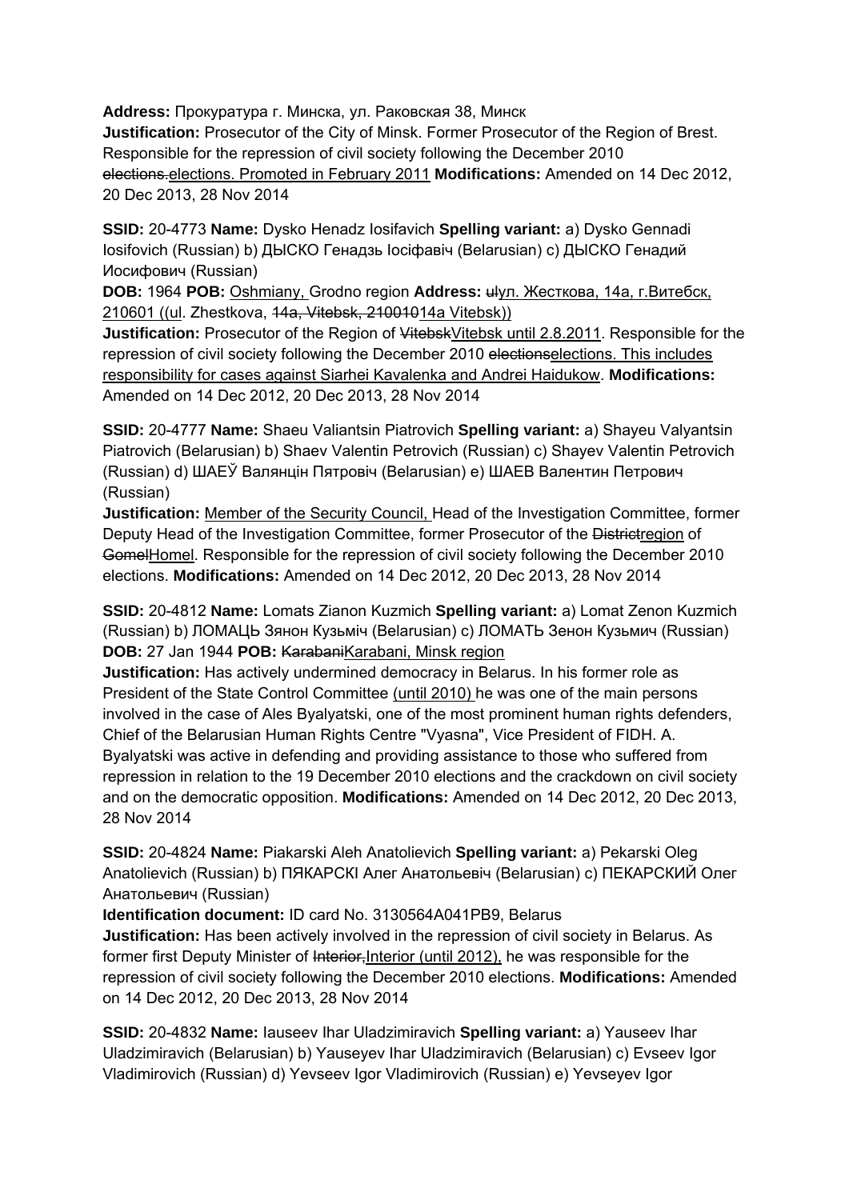**Address:** Прокуратура г. Минска, ул. Раковская 38, Минск
**Justification:** Prosecutor of the City of Minsk. Former Prosecutor of the Region of Brest. Responsible for the repression of civil society following the December 2010 ~~elections.~~elections. Promoted in February 2011 **Modifications:** Amended on 14 Dec 2012, 20 Dec 2013, 28 Nov 2014

**SSID:** 20-4773 **Name:** Dysko Henadz Iosifavich **Spelling variant:** a) Dysko Gennadi Iosifovich (Russian) b) ДЫСКО Генадзь Іосіфавіч (Belarusian) c) ДЫСКО Генадий Иосифович (Russian)
**DOB:** 1964 **POB:** Oshmiany, Grodno region **Address:** ~~ul~~ул. Жесткова, 14а, г.Витебск, 210601 ((ul. Zhestkova, ~~14a, Vitebsk, 21001014a~~ Vitebsk))
**Justification:** Prosecutor of the Region of ~~Vitebsk~~Vitebsk until 2.8.2011. Responsible for the repression of civil society following the December 2010 ~~elections~~elections. This includes responsibility for cases against Siarhei Kavalenka and Andrei Haidukow. **Modifications:** Amended on 14 Dec 2012, 20 Dec 2013, 28 Nov 2014

**SSID:** 20-4777 **Name:** Shaeu Valiantsin Piatrovich **Spelling variant:** a) Shayeu Valyantsin Piatrovich (Belarusian) b) Shaev Valentin Petrovich (Russian) c) Shayev Valentin Petrovich (Russian) d) ШАЕЎ Валянцін Пятровіч (Belarusian) e) ШАЕВ Валентин Петрович (Russian)
**Justification:** Member of the Security Council, Head of the Investigation Committee, former Deputy Head of the Investigation Committee, former Prosecutor of the ~~District~~region of ~~Gomel~~Homel. Responsible for the repression of civil society following the December 2010 elections. **Modifications:** Amended on 14 Dec 2012, 20 Dec 2013, 28 Nov 2014

**SSID:** 20-4812 **Name:** Lomats Zianon Kuzmich **Spelling variant:** a) Lomat Zenon Kuzmich (Russian) b) ЛОМАЦЬ Зянон Кузьміч (Belarusian) c) ЛОМАТЬ Зенон Кузьмич (Russian)
**DOB:** 27 Jan 1944 **POB:** ~~Karabani~~Karabani, Minsk region
**Justification:** Has actively undermined democracy in Belarus. In his former role as President of the State Control Committee (until 2010) he was one of the main persons involved in the case of Ales Byalyatski, one of the most prominent human rights defenders, Chief of the Belarusian Human Rights Centre "Vyasna", Vice President of FIDH. A. Byalyatski was active in defending and providing assistance to those who suffered from repression in relation to the 19 December 2010 elections and the crackdown on civil society and on the democratic opposition. **Modifications:** Amended on 14 Dec 2012, 20 Dec 2013, 28 Nov 2014

**SSID:** 20-4824 **Name:** Piakarski Aleh Anatolievich **Spelling variant:** a) Pekarski Oleg Anatolievich (Russian) b) ПЯКАРСКІ Алег Анатольевіч (Belarusian) c) ПЕКАРСКИЙ Олег Анатольевич (Russian)
**Identification document:** ID card No. 3130564A041PB9, Belarus
**Justification:** Has been actively involved in the repression of civil society in Belarus. As former first Deputy Minister of ~~Interior,~~Interior (until 2012), he was responsible for the repression of civil society following the December 2010 elections. **Modifications:** Amended on 14 Dec 2012, 20 Dec 2013, 28 Nov 2014

**SSID:** 20-4832 **Name:** Iauseev Ihar Uladzimiravich **Spelling variant:** a) Yauseev Ihar Uladzimiravich (Belarusian) b) Yauseyev Ihar Uladzimiravich (Belarusian) c) Evseev Igor Vladimirovich (Russian) d) Yevseev Igor Vladimirovich (Russian) e) Yevseyev Igor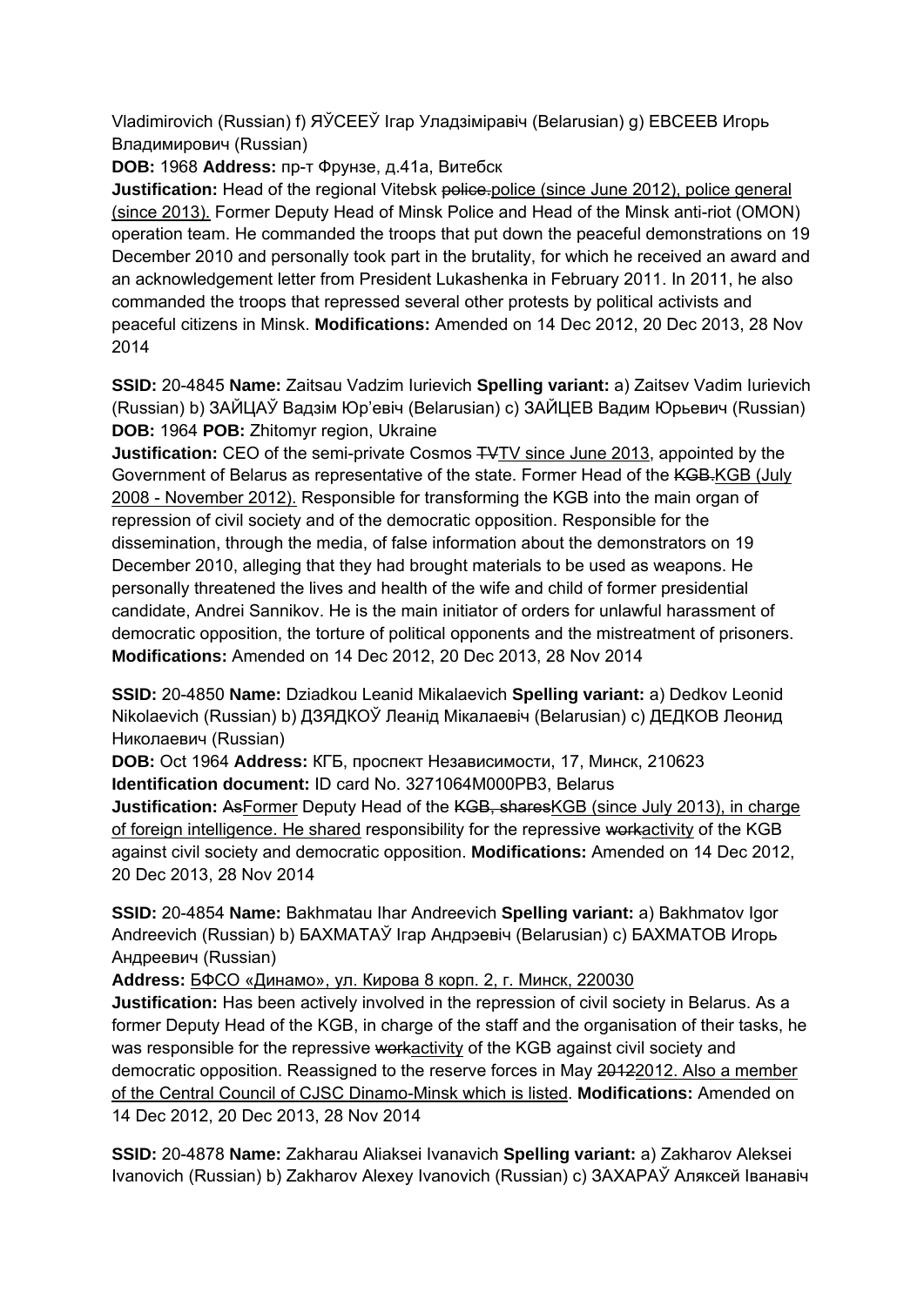Vladimirovich (Russian) f) ЯЎСЕЕЎ Ігар Уладзіміравіч (Belarusian) g) ЕВСЕЕВ Игорь Владимирович (Russian)
**DOB:** 1968 **Address:** пр-т Фрунзе, д.41а, Витебск
**Justification:** Head of the regional Vitebsk ~~police.~~<u>police (since June 2012), police general (since 2013).</u> Former Deputy Head of Minsk Police and Head of the Minsk anti-riot (OMON) operation team. He commanded the troops that put down the peaceful demonstrations on 19 December 2010 and personally took part in the brutality, for which he received an award and an acknowledgement letter from President Lukashenka in February 2011. In 2011, he also commanded the troops that repressed several other protests by political activists and peaceful citizens in Minsk. **Modifications:** Amended on 14 Dec 2012, 20 Dec 2013, 28 Nov 2014

**SSID:** 20-4845 **Name:** Zaitsau Vadzim Iurievich **Spelling variant:** a) Zaitsev Vadim Iurievich (Russian) b) ЗАЙЦАЎ Вадзім Юр'евіч (Belarusian) c) ЗАЙЦЕВ Вадим Юрьевич (Russian)
**DOB:** 1964 **POB:** Zhitomyr region, Ukraine
**Justification:** CEO of the semi-private Cosmos ~~TV~~<u>TV since June 2013</u>, appointed by the Government of Belarus as representative of the state. Former Head of the ~~KGB.~~<u>KGB (July 2008 - November 2012).</u> Responsible for transforming the KGB into the main organ of repression of civil society and of the democratic opposition. Responsible for the dissemination, through the media, of false information about the demonstrators on 19 December 2010, alleging that they had brought materials to be used as weapons. He personally threatened the lives and health of the wife and child of former presidential candidate, Andrei Sannikov. He is the main initiator of orders for unlawful harassment of democratic opposition, the torture of political opponents and the mistreatment of prisoners. **Modifications:** Amended on 14 Dec 2012, 20 Dec 2013, 28 Nov 2014

**SSID:** 20-4850 **Name:** Dziadkou Leanid Mikalaevich **Spelling variant:** a) Dedkov Leonid Nikolaevich (Russian) b) ДЗЯДКОЎ Леанід Мікалаевіч (Belarusian) c) ДЕДКОВ Леонид Николаевич (Russian)
**DOB:** Oct 1964 **Address:** КГБ, проспект Независимости, 17, Минск, 210623
**Identification document:** ID card No. 3271064M000PB3, Belarus
**Justification:** ~~As~~<u>Former</u> Deputy Head of the ~~KGB, shares~~<u>KGB (since July 2013), in charge of foreign intelligence. He shared</u> responsibility for the repressive ~~work~~<u>activity</u> of the KGB against civil society and democratic opposition. **Modifications:** Amended on 14 Dec 2012, 20 Dec 2013, 28 Nov 2014

**SSID:** 20-4854 **Name:** Bakhmatau Ihar Andreevich **Spelling variant:** a) Bakhmatov Igor Andreevich (Russian) b) БАХМАТАЎ Ігар Андрэевіч (Belarusian) c) БАХМАТОВ Игорь Андреевич (Russian)
**Address:** <u>БФСО «Динамо», ул. Кирова 8 корп. 2, г. Минск, 220030</u>
**Justification:** Has been actively involved in the repression of civil society in Belarus. As a former Deputy Head of the KGB, in charge of the staff and the organisation of their tasks, he was responsible for the repressive ~~work~~<u>activity</u> of the KGB against civil society and democratic opposition. Reassigned to the reserve forces in May ~~2012~~<u>2012. Also a member of the Central Council of CJSC Dinamo-Minsk which is listed</u>. **Modifications:** Amended on 14 Dec 2012, 20 Dec 2013, 28 Nov 2014

**SSID:** 20-4878 **Name:** Zakharau Aliaksei Ivanavich **Spelling variant:** a) Zakharov Aleksei Ivanovich (Russian) b) Zakharov Alexey Ivanovich (Russian) c) ЗАХАРАЎ Аляксей Іванавіч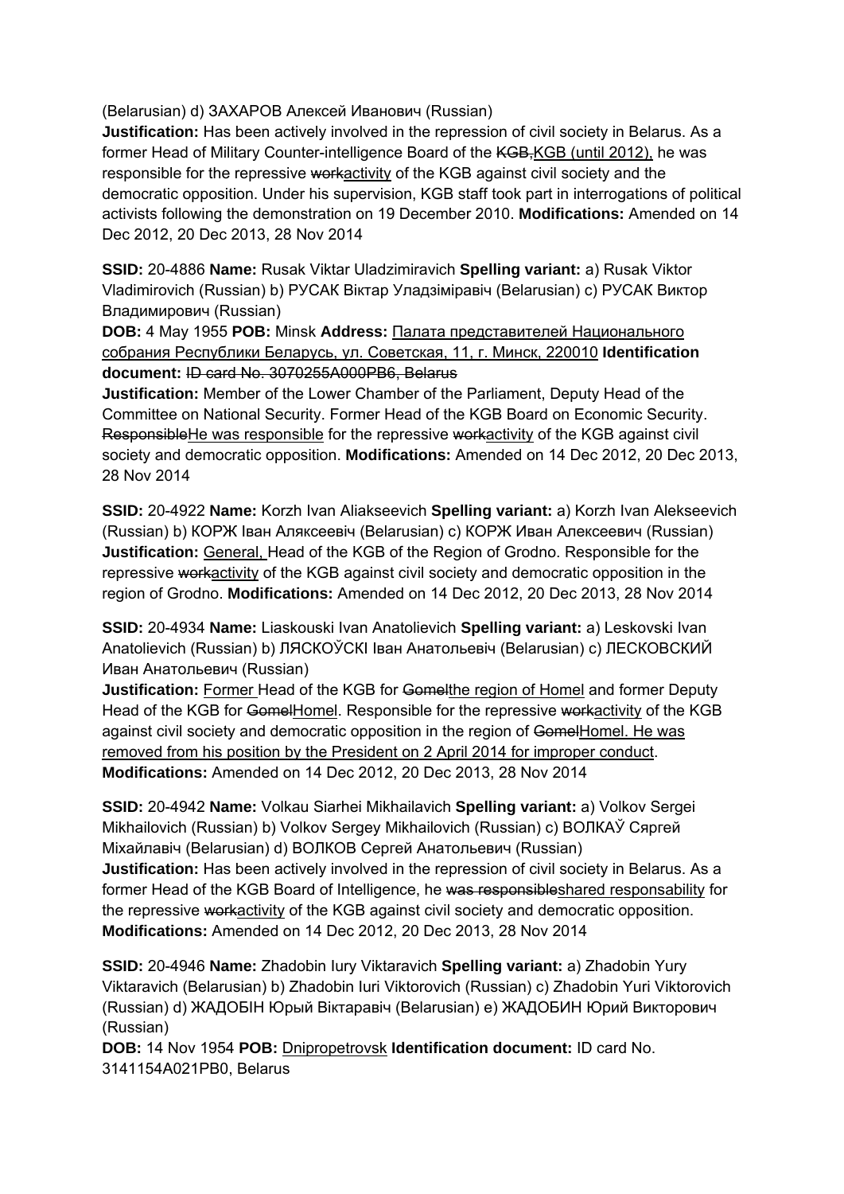(Belarusian) d) ЗАХАРОВ Алексей Иванович (Russian)
**Justification:** Has been actively involved in the repression of civil society in Belarus. As a former Head of Military Counter-intelligence Board of the ~~KGB,~~KGB (until 2012), he was responsible for the repressive ~~work~~activity of the KGB against civil society and the democratic opposition. Under his supervision, KGB staff took part in interrogations of political activists following the demonstration on 19 December 2010. **Modifications:** Amended on 14 Dec 2012, 20 Dec 2013, 28 Nov 2014

**SSID:** 20-4886 **Name:** Rusak Viktar Uladzimiravich **Spelling variant:** a) Rusak Viktor Vladimirovich (Russian) b) РУСАК Віктар Уладзіміравіч (Belarusian) c) РУСАК Виктор Владимирович (Russian)
**DOB:** 4 May 1955 **POB:** Minsk **Address:** Палата представителей Национального собрания Республики Беларусь, ул. Советская, 11, г. Минск, 220010 **Identification document:** ~~ID card No. 3070255A000PB6, Belarus~~
**Justification:** Member of the Lower Chamber of the Parliament, Deputy Head of the Committee on National Security. Former Head of the KGB Board on Economic Security. ~~Responsible~~He was responsible for the repressive ~~work~~activity of the KGB against civil society and democratic opposition. **Modifications:** Amended on 14 Dec 2012, 20 Dec 2013, 28 Nov 2014

**SSID:** 20-4922 **Name:** Korzh Ivan Aliakseevich **Spelling variant:** a) Korzh Ivan Alekseevich (Russian) b) КОРЖ Іван Аляксеевіч (Belarusian) c) КОРЖ Иван Алексеевич (Russian)
**Justification:** General, Head of the KGB of the Region of Grodno. Responsible for the repressive ~~work~~activity of the KGB against civil society and democratic opposition in the region of Grodno. **Modifications:** Amended on 14 Dec 2012, 20 Dec 2013, 28 Nov 2014

**SSID:** 20-4934 **Name:** Liaskouski Ivan Anatolievich **Spelling variant:** a) Leskovski Ivan Anatolievich (Russian) b) ЛЯСКОЎСКІ Іван Анатольевіч (Belarusian) c) ЛЕСКОВСКИЙ Иван Анатольевич (Russian)
**Justification:** Former Head of the KGB for ~~Gomel~~the region of Homel and former Deputy Head of the KGB for ~~Gomel~~Homel. Responsible for the repressive ~~work~~activity of the KGB against civil society and democratic opposition in the region of ~~Gomel~~Homel. He was removed from his position by the President on 2 April 2014 for improper conduct.
**Modifications:** Amended on 14 Dec 2012, 20 Dec 2013, 28 Nov 2014

**SSID:** 20-4942 **Name:** Volkau Siarhei Mikhailavich **Spelling variant:** a) Volkov Sergei Mikhailovich (Russian) b) Volkov Sergey Mikhailovich (Russian) c) ВОЛКАЎ Сяргей Міхайлавіч (Belarusian) d) ВОЛКОВ Сергей Анатольевич (Russian)
**Justification:** Has been actively involved in the repression of civil society in Belarus. As a former Head of the KGB Board of Intelligence, he ~~was responsible~~shared responsability for the repressive ~~work~~activity of the KGB against civil society and democratic opposition.
**Modifications:** Amended on 14 Dec 2012, 20 Dec 2013, 28 Nov 2014

**SSID:** 20-4946 **Name:** Zhadobin Iury Viktaravich **Spelling variant:** a) Zhadobin Yury Viktaravich (Belarusian) b) Zhadobin Iuri Viktorovich (Russian) c) Zhadobin Yuri Viktorovich (Russian) d) ЖАДОБІН Юрый Віктаравіч (Belarusian) e) ЖАДОБИН Юрий Викторович (Russian)
**DOB:** 14 Nov 1954 **POB:** Dnipropetrovsk **Identification document:** ID card No. 3141154A021PB0, Belarus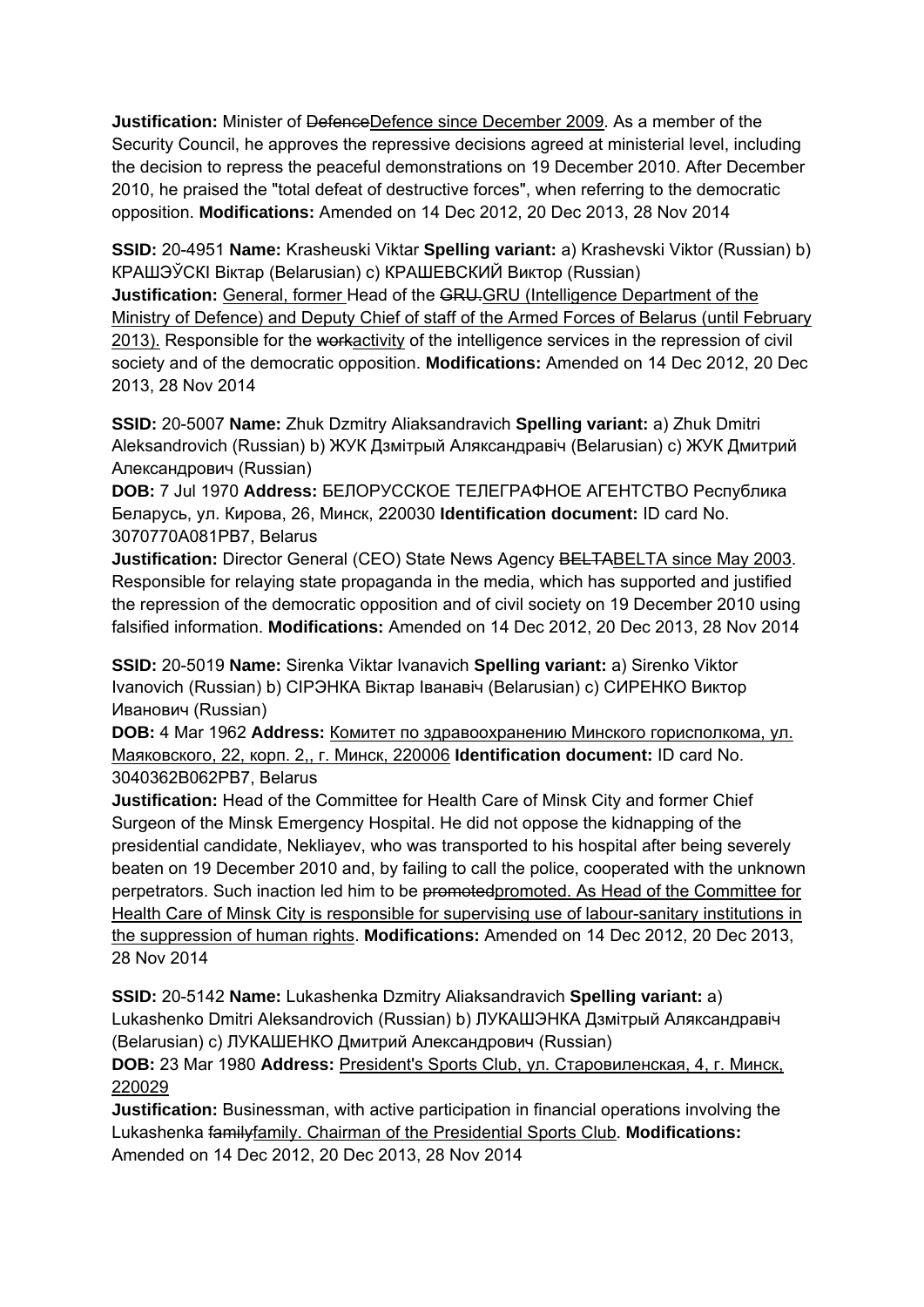**Justification:** Minister of ~~Defence~~Defence since December 2009. As a member of the Security Council, he approves the repressive decisions agreed at ministerial level, including the decision to repress the peaceful demonstrations on 19 December 2010. After December 2010, he praised the "total defeat of destructive forces", when referring to the democratic opposition. **Modifications:** Amended on 14 Dec 2012, 20 Dec 2013, 28 Nov 2014

**SSID:** 20-4951 **Name:** Krasheuski Viktar **Spelling variant:** a) Krashevski Viktor (Russian) b) КРАШЭЎСКI Віктар (Belarusian) c) КРАШЕВСКИЙ Виктор (Russian)
**Justification:** General, former Head of the ~~GRU.~~GRU (Intelligence Department of the Ministry of Defence) and Deputy Chief of staff of the Armed Forces of Belarus (until February 2013). Responsible for the ~~work~~activity of the intelligence services in the repression of civil society and of the democratic opposition. **Modifications:** Amended on 14 Dec 2012, 20 Dec 2013, 28 Nov 2014

**SSID:** 20-5007 **Name:** Zhuk Dzmitry Aliaksandravich **Spelling variant:** a) Zhuk Dmitri Aleksandrovich (Russian) b) ЖУК Дзмітрый Аляксандравіч (Belarusian) c) ЖУК Дмитрий Александрович (Russian)
**DOB:** 7 Jul 1970 **Address:** БЕЛОРУССКОЕ ТЕЛЕГРАФНОЕ АГЕНТСТВО Республика Беларусь, ул. Кирова, 26, Минск, 220030 **Identification document:** ID card No. 3070770A081PB7, Belarus
**Justification:** Director General (CEO) State News Agency ~~BELTA~~BELTA since May 2003. Responsible for relaying state propaganda in the media, which has supported and justified the repression of the democratic opposition and of civil society on 19 December 2010 using falsified information. **Modifications:** Amended on 14 Dec 2012, 20 Dec 2013, 28 Nov 2014

**SSID:** 20-5019 **Name:** Sirenka Viktar Ivanavich **Spelling variant:** a) Sirenko Viktor Ivanovich (Russian) b) СIРЭНКА Віктар Іванавіч (Belarusian) c) СИРЕНКО Виктор Иванович (Russian)
**DOB:** 4 Mar 1962 **Address:** Комитет по здравоохранению Минского горисполкома, ул. Маяковского, 22, корп. 2,, г. Минск, 220006 **Identification document:** ID card No. 3040362B062PB7, Belarus
**Justification:** Head of the Committee for Health Care of Minsk City and former Chief Surgeon of the Minsk Emergency Hospital. He did not oppose the kidnapping of the presidential candidate, Nekliayev, who was transported to his hospital after being severely beaten on 19 December 2010 and, by failing to call the police, cooperated with the unknown perpetrators. Such inaction led him to be ~~promoted~~promoted. As Head of the Committee for Health Care of Minsk City is responsible for supervising use of labour-sanitary institutions in the suppression of human rights. **Modifications:** Amended on 14 Dec 2012, 20 Dec 2013, 28 Nov 2014

**SSID:** 20-5142 **Name:** Lukashenka Dzmitry Aliaksandravich **Spelling variant:** a) Lukashenko Dmitri Aleksandrovich (Russian) b) ЛУКАШЭНКА Дзмітрый Аляксандравіч (Belarusian) c) ЛУКАШЕНКО Дмитрий Александрович (Russian)
**DOB:** 23 Mar 1980 **Address:** President's Sports Club, ул. Старовиленская, 4, г. Минск, 220029
**Justification:** Businessman, with active participation in financial operations involving the Lukashenka ~~family~~family. Chairman of the Presidential Sports Club. **Modifications:** Amended on 14 Dec 2012, 20 Dec 2013, 28 Nov 2014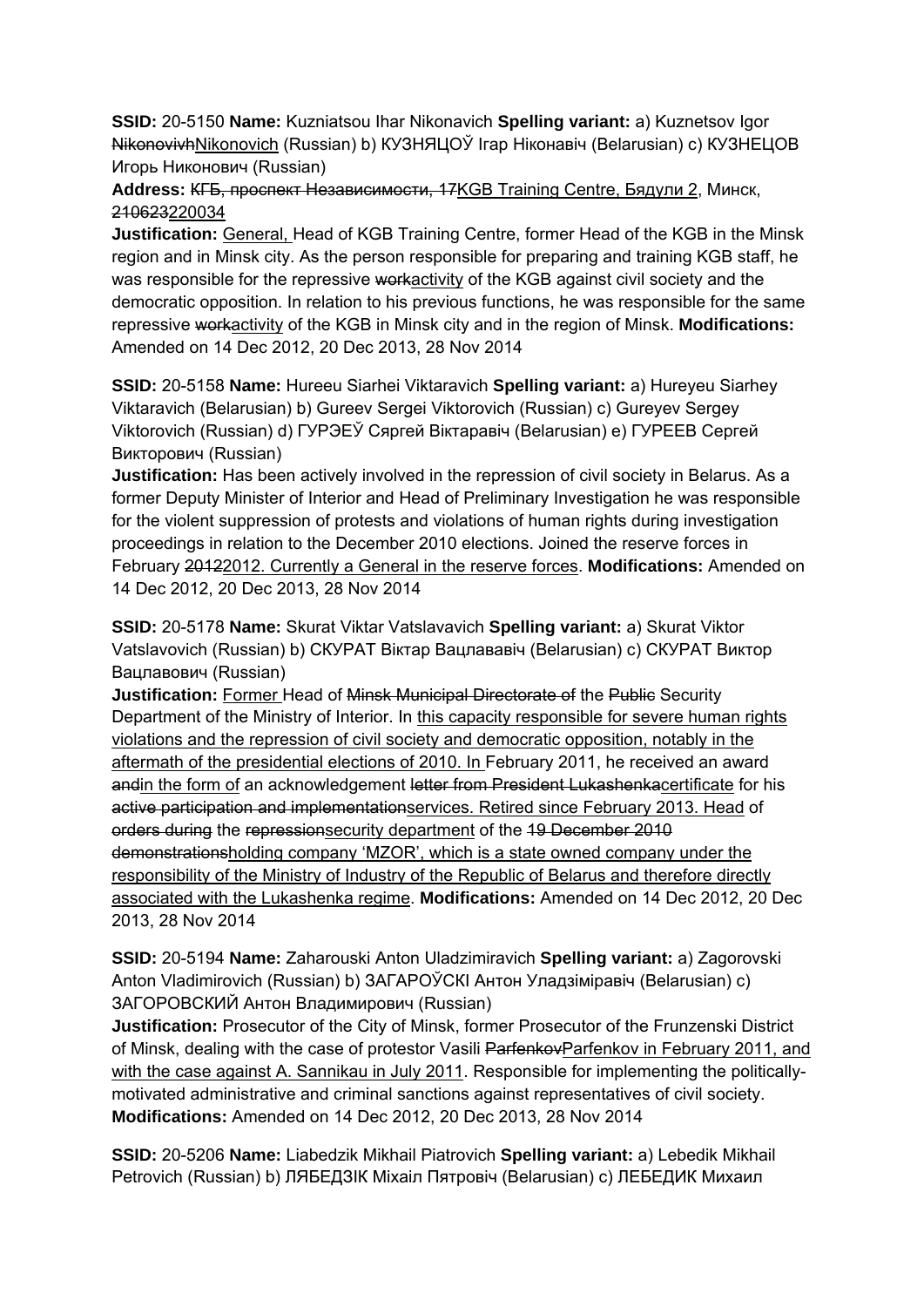**SSID:** 20-5150 **Name:** Kuzniatsou Ihar Nikonavich **Spelling variant:** a) Kuznetsov Igor ~~Nikonovivh~~Nikonovich (Russian) b) КУЗНЯЦОЎ Ігар Ніконавіч (Belarusian) c) КУЗНЕЦОВ Игорь Никонович (Russian)

**Address:** ~~КГБ, проспект Независимости, 17~~KGB Training Centre, Бядули 2, Минск, ~~210623~~220034

**Justification:** General, Head of KGB Training Centre, former Head of the KGB in the Minsk region and in Minsk city. As the person responsible for preparing and training KGB staff, he was responsible for the repressive ~~work~~activity of the KGB against civil society and the democratic opposition. In relation to his previous functions, he was responsible for the same repressive ~~work~~activity of the KGB in Minsk city and in the region of Minsk. **Modifications:** Amended on 14 Dec 2012, 20 Dec 2013, 28 Nov 2014

**SSID:** 20-5158 **Name:** Hureeu Siarhei Viktaravich **Spelling variant:** a) Hureyeu Siarhey Viktaravich (Belarusian) b) Gureev Sergei Viktorovich (Russian) c) Gureyev Sergey Viktorovich (Russian) d) ГУРЭЕЎ Сяргей Віктаравіч (Belarusian) e) ГУРЕЕВ Сергей Викторович (Russian)

**Justification:** Has been actively involved in the repression of civil society in Belarus. As a former Deputy Minister of Interior and Head of Preliminary Investigation he was responsible for the violent suppression of protests and violations of human rights during investigation proceedings in relation to the December 2010 elections. Joined the reserve forces in February ~~2012~~2012. Currently a General in the reserve forces. **Modifications:** Amended on 14 Dec 2012, 20 Dec 2013, 28 Nov 2014

**SSID:** 20-5178 **Name:** Skurat Viktar Vatslavavich **Spelling variant:** a) Skurat Viktor Vatslavovich (Russian) b) СКУРАТ Віктар Вацлававіч (Belarusian) c) СКУРАТ Виктор Вацлавович (Russian)

**Justification:** Former Head of ~~Minsk Municipal Directorate of~~ the ~~Public~~ Security Department of the Ministry of Interior. In this capacity responsible for severe human rights violations and the repression of civil society and democratic opposition, notably in the aftermath of the presidential elections of 2010. In February 2011, he received an award ~~and~~in the form of an acknowledgement ~~letter from President Lukashenka~~certificate for his ~~active participation and implementation~~services. Retired since February 2013. Head of ~~orders during~~ the ~~repression~~security department of the ~~19 December 2010 demonstrations~~holding company 'MZOR', which is a state owned company under the responsibility of the Ministry of Industry of the Republic of Belarus and therefore directly associated with the Lukashenka regime. **Modifications:** Amended on 14 Dec 2012, 20 Dec 2013, 28 Nov 2014

**SSID:** 20-5194 **Name:** Zaharouski Anton Uladzimiravich **Spelling variant:** a) Zagorovski Anton Vladimirovich (Russian) b) ЗАГАРОЎСКІ Антон Уладзіміравіч (Belarusian) c) ЗАГОРОВСКИЙ Антон Владимирович (Russian)

**Justification:** Prosecutor of the City of Minsk, former Prosecutor of the Frunzenski District of Minsk, dealing with the case of protestor Vasili ~~Parfenkov~~Parfenkov in February 2011, and with the case against A. Sannikau in July 2011. Responsible for implementing the politically-motivated administrative and criminal sanctions against representatives of civil society. **Modifications:** Amended on 14 Dec 2012, 20 Dec 2013, 28 Nov 2014

**SSID:** 20-5206 **Name:** Liabedzik Mikhail Piatrovich **Spelling variant:** a) Lebedik Mikhail Petrovich (Russian) b) ЛЯБЕДЗІК Міхаіл Пятровіч (Belarusian) c) ЛЕБЕДИК Михаил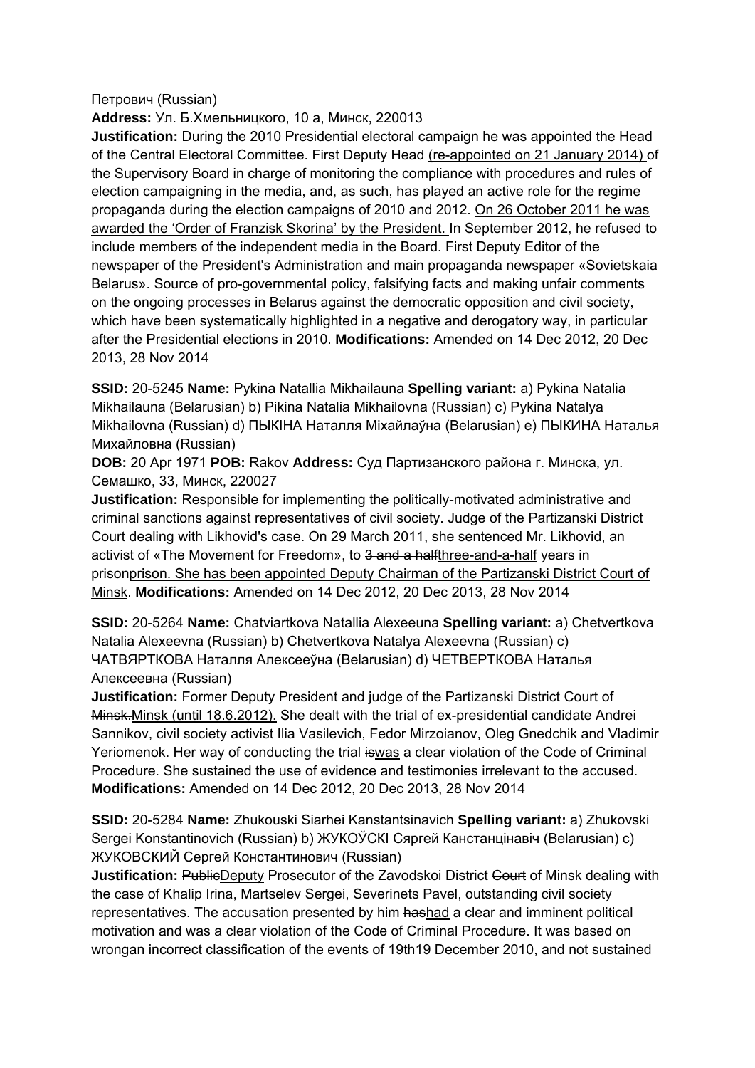Петрович (Russian)

**Address:** Ул. Б.Хмельницкого, 10 а, Минск, 220013

**Justification:** During the 2010 Presidential electoral campaign he was appointed the Head of the Central Electoral Committee. First Deputy Head <u>(re-appointed on 21 January 2014)</u> of the Supervisory Board in charge of monitoring the compliance with procedures and rules of election campaigning in the media, and, as such, has played an active role for the regime propaganda during the election campaigns of 2010 and 2012. <u>On 26 October 2011 he was awarded the 'Order of Franzisk Skorina' by the President.</u> In September 2012, he refused to include members of the independent media in the Board. First Deputy Editor of the newspaper of the President's Administration and main propaganda newspaper «Sovietskaia Belarus». Source of pro-governmental policy, falsifying facts and making unfair comments on the ongoing processes in Belarus against the democratic opposition and civil society, which have been systematically highlighted in a negative and derogatory way, in particular after the Presidential elections in 2010. **Modifications:** Amended on 14 Dec 2012, 20 Dec 2013, 28 Nov 2014

**SSID:** 20-5245 **Name:** Pykina Natallia Mikhailauna **Spelling variant:** a) Pykina Natalia Mikhailauna (Belarusian) b) Pikina Natalia Mikhailovna (Russian) c) Pykina Natalya Mikhailovna (Russian) d) ПЫКІНА Наталля Міхайлаўна (Belarusian) e) ПЫКИНА Наталья Михайловна (Russian)

**DOB:** 20 Apr 1971 **POB:** Rakov **Address:** Суд Партизанского района г. Минска, ул. Семашко, 33, Минск, 220027

**Justification:** Responsible for implementing the politically-motivated administrative and criminal sanctions against representatives of civil society. Judge of the Partizanski District Court dealing with Likhovid's case. On 29 March 2011, she sentenced Mr. Likhovid, an activist of «The Movement for Freedom», to ~~3 and a half~~<u>three-and-a-half</u> years in ~~prison~~<u>prison. She has been appointed Deputy Chairman of the Partizanski District Court of Minsk</u>. **Modifications:** Amended on 14 Dec 2012, 20 Dec 2013, 28 Nov 2014

**SSID:** 20-5264 **Name:** Chatviartkova Natallia Alexeeuna **Spelling variant:** a) Chetvertkova Natalia Alexeevna (Russian) b) Chetvertkova Natalya Alexeevna (Russian) c) ЧАТВЯРТКОВА Наталля Алексееўна (Belarusian) d) ЧЕТВЕРТКОВА Наталья Алексеевна (Russian)

**Justification:** Former Deputy President and judge of the Partizanski District Court of ~~Minsk.~~<u>Minsk (until 18.6.2012).</u> She dealt with the trial of ex-presidential candidate Andrei Sannikov, civil society activist Ilia Vasilevich, Fedor Mirzoianov, Oleg Gnedchik and Vladimir Yeriomenok. Her way of conducting the trial ~~is~~<u>was</u> a clear violation of the Code of Criminal Procedure. She sustained the use of evidence and testimonies irrelevant to the accused. **Modifications:** Amended on 14 Dec 2012, 20 Dec 2013, 28 Nov 2014

**SSID:** 20-5284 **Name:** Zhukouski Siarhei Kanstantsinavich **Spelling variant:** a) Zhukovski Sergei Konstantinovich (Russian) b) ЖУКОЎСКІ Сяргей Канстанцінавіч (Belarusian) c) ЖУКОВСКИЙ Сергей Константинович (Russian)

**Justification:** ~~Public~~<u>Deputy</u> Prosecutor of the Zavodskoi District ~~Court~~ of Minsk dealing with the case of Khalip Irina, Martselev Sergei, Severinets Pavel, outstanding civil society representatives. The accusation presented by him ~~has~~<u>had</u> a clear and imminent political motivation and was a clear violation of the Code of Criminal Procedure. It was based on ~~wrong~~<u>an incorrect</u> classification of the events of ~~19th~~<u>19</u> December 2010, <u>and</u> not sustained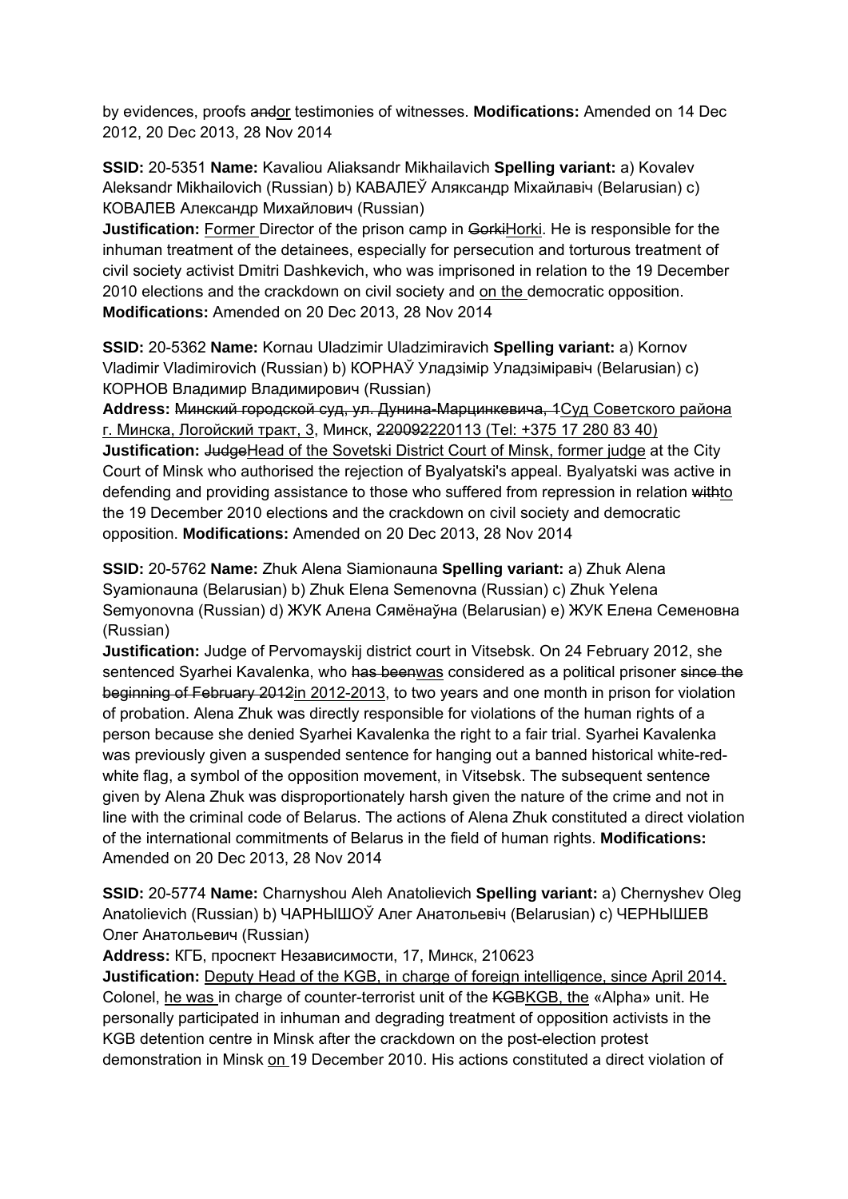by evidences, proofs ~~and~~or testimonies of witnesses. **Modifications:** Amended on 14 Dec 2012, 20 Dec 2013, 28 Nov 2014

**SSID:** 20-5351 **Name:** Kavaliou Aliaksandr Mikhailavich **Spelling variant:** a) Kovalev Aleksandr Mikhailovich (Russian) b) КАВАЛЕЎ Аляксандр Міхайлавіч (Belarusian) c) КОВАЛЕВ Александр Михайлович (Russian)
**Justification:** Former Director of the prison camp in ~~Gorki~~Horki. He is responsible for the inhuman treatment of the detainees, especially for persecution and torturous treatment of civil society activist Dmitri Dashkevich, who was imprisoned in relation to the 19 December 2010 elections and the crackdown on civil society and on the democratic opposition. **Modifications:** Amended on 20 Dec 2013, 28 Nov 2014

**SSID:** 20-5362 **Name:** Kornau Uladzimir Uladzimiravich **Spelling variant:** a) Kornov Vladimir Vladimirovich (Russian) b) КОРНАЎ Уладзімір Уладзіміравіч (Belarusian) c) КОРНОВ Владимир Владимирович (Russian)
**Address:** ~~Минский городской суд, ул. Дунина-Марцинкевича, 1~~Суд Советского района г. Минска, Логойский тракт, 3, Минск, ~~220092~~220113 (Tel: +375 17 280 83 40)
**Justification:** ~~Judge~~Head of the Sovetski District Court of Minsk, former judge at the City Court of Minsk who authorised the rejection of Byalyatski's appeal. Byalyatski was active in defending and providing assistance to those who suffered from repression in relation ~~with~~to the 19 December 2010 elections and the crackdown on civil society and democratic opposition. **Modifications:** Amended on 20 Dec 2013, 28 Nov 2014

**SSID:** 20-5762 **Name:** Zhuk Alena Siamionauna **Spelling variant:** a) Zhuk Alena Syamionauna (Belarusian) b) Zhuk Elena Semenovna (Russian) c) Zhuk Yelena Semyonovna (Russian) d) ЖУК Алена Сямёнаўна (Belarusian) e) ЖУК Елена Семеновна (Russian)
**Justification:** Judge of Pervomayskij district court in Vitsebsk. On 24 February 2012, she sentenced Syarhei Kavalenka, who ~~has been~~was considered as a political prisoner ~~since the beginning of February 2012~~in 2012-2013, to two years and one month in prison for violation of probation. Alena Zhuk was directly responsible for violations of the human rights of a person because she denied Syarhei Kavalenka the right to a fair trial. Syarhei Kavalenka was previously given a suspended sentence for hanging out a banned historical white-red-white flag, a symbol of the opposition movement, in Vitsebsk. The subsequent sentence given by Alena Zhuk was disproportionately harsh given the nature of the crime and not in line with the criminal code of Belarus. The actions of Alena Zhuk constituted a direct violation of the international commitments of Belarus in the field of human rights. **Modifications:** Amended on 20 Dec 2013, 28 Nov 2014

**SSID:** 20-5774 **Name:** Charnyshou Aleh Anatolievich **Spelling variant:** a) Chernyshev Oleg Anatolievich (Russian) b) ЧАРНЫШОЎ Алег Анатольевіч (Belarusian) c) ЧЕРНЫШЕВ Олег Анатольевич (Russian)
**Address:** КГБ, проспект Независимости, 17, Минск, 210623
**Justification:** Deputy Head of the KGB, in charge of foreign intelligence, since April 2014. Colonel, he was in charge of counter-terrorist unit of the ~~KGB~~KGB, the «Alpha» unit. He personally participated in inhuman and degrading treatment of opposition activists in the KGB detention centre in Minsk after the crackdown on the post-election protest demonstration in Minsk on 19 December 2010. His actions constituted a direct violation of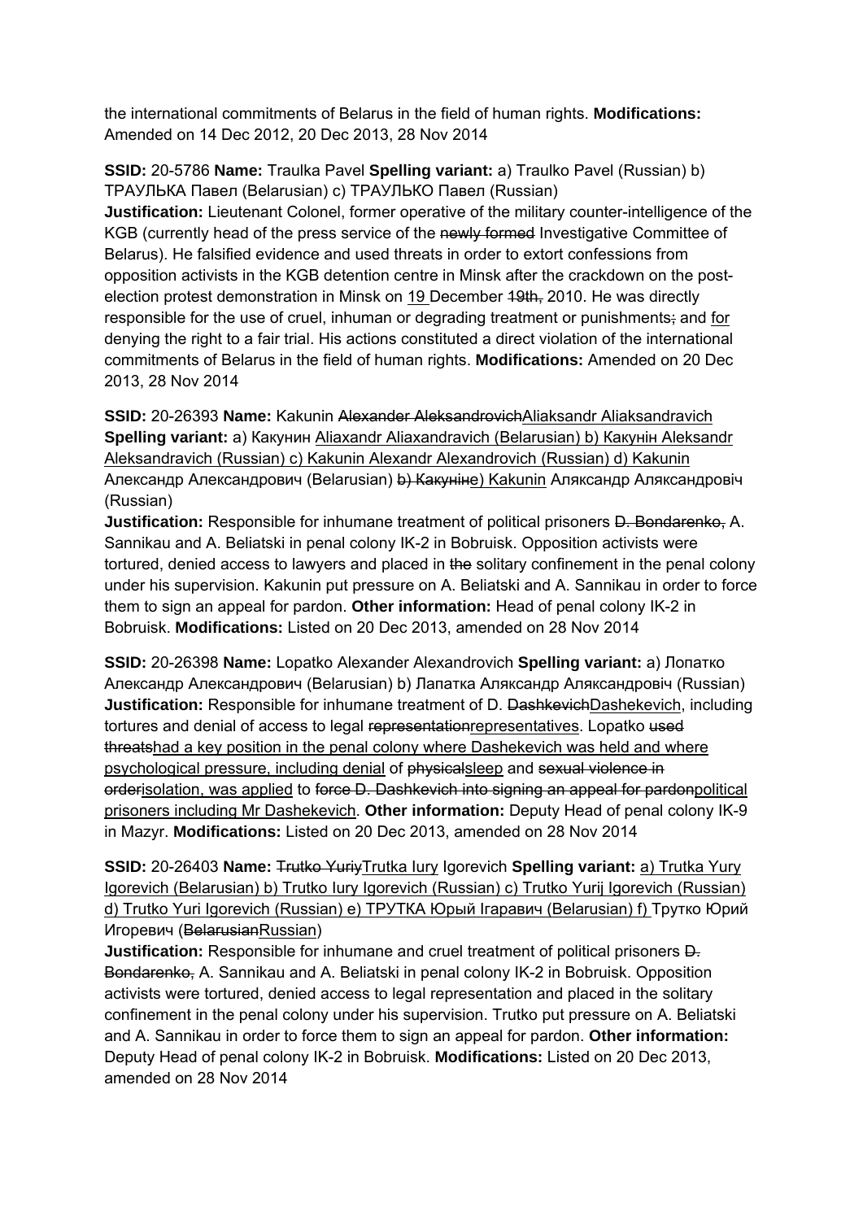the international commitments of Belarus in the field of human rights. **Modifications:** Amended on 14 Dec 2012, 20 Dec 2013, 28 Nov 2014

**SSID:** 20-5786 **Name:** Traulka Pavel **Spelling variant:** a) Traulko Pavel (Russian) b) ТРАУЛЬКА Павел (Belarusian) c) ТРАУЛЬКО Павел (Russian)
**Justification:** Lieutenant Colonel, former operative of the military counter-intelligence of the KGB (currently head of the press service of the ~~newly formed~~ Investigative Committee of Belarus). He falsified evidence and used threats in order to extort confessions from opposition activists in the KGB detention centre in Minsk after the crackdown on the post-election protest demonstration in Minsk on <u>19</u> December ~~19th,~~ 2010. He was directly responsible for the use of cruel, inhuman or degrading treatment or punishments~~;~~ and <u>for</u> denying the right to a fair trial. His actions constituted a direct violation of the international commitments of Belarus in the field of human rights. **Modifications:** Amended on 20 Dec 2013, 28 Nov 2014

**SSID:** 20-26393 **Name:** Kakunin ~~Alexander Aleksandrovich~~<u>Aliaksandr Aliaksandravich</u> **Spelling variant:** a) Какунин <u>Aliaxandr Aliaxandravich (Belarusian) b) Какунін Aleksandr Aleksandravich (Russian) c) Kakunin Alexandr Alexandrovich (Russian) d) Kakunin</u> Александр Александрович (Belarusian) ~~b) Какунін~~<u>e) Kakunin</u> Аляксандр Аляксандровіч (Russian)
**Justification:** Responsible for inhumane treatment of political prisoners ~~D. Bondarenko,~~ A. Sannikau and A. Beliatski in penal colony IK-2 in Bobruisk. Opposition activists were tortured, denied access to lawyers and placed in ~~the~~ solitary confinement in the penal colony under his supervision. Kakunin put pressure on A. Beliatski and A. Sannikau in order to force them to sign an appeal for pardon. **Other information:** Head of penal colony IK-2 in Bobruisk. **Modifications:** Listed on 20 Dec 2013, amended on 28 Nov 2014

**SSID:** 20-26398 **Name:** Lopatko Alexander Alexandrovich **Spelling variant:** a) Лопатко Александр Александрович (Belarusian) b) Лапатка Аляксандр Аляксандровіч (Russian)
**Justification:** Responsible for inhumane treatment of D. ~~Dashkevich~~<u>Dashekevich</u>, including tortures and denial of access to legal ~~representation~~<u>representatives</u>. Lopatko ~~used threats~~<u>had a key position in the penal colony where Dashekevich was held and where psychological pressure, including denial</u> of ~~physical~~<u>sleep</u> and ~~sexual violence in order~~<u>isolation, was applied</u> to ~~force D. Dashkevich into signing an appeal for pardon~~<u>political prisoners including Mr Dashekevich</u>. **Other information:** Deputy Head of penal colony IK-9 in Mazyr. **Modifications:** Listed on 20 Dec 2013, amended on 28 Nov 2014

**SSID:** 20-26403 **Name:** ~~Trutko Yuriy~~<u>Trutka Iury</u> Igorevich **Spelling variant:** <u>a) Trutka Yury Igorevich (Belarusian) b) Trutko Iury Igorevich (Russian) c) Trutko Yurij Igorevich (Russian) d) Trutko Yuri Igorevich (Russian) e) ТРУТКА Юрый Ігаравич (Belarusian) f)</u> Трутко Юрий Игоревич (~~Belarusian~~<u>Russian</u>)
**Justification:** Responsible for inhumane and cruel treatment of political prisoners ~~D. Bondarenko,~~ A. Sannikau and A. Beliatski in penal colony IK-2 in Bobruisk. Opposition activists were tortured, denied access to legal representation and placed in the solitary confinement in the penal colony under his supervision. Trutko put pressure on A. Beliatski and A. Sannikau in order to force them to sign an appeal for pardon. **Other information:** Deputy Head of penal colony IK-2 in Bobruisk. **Modifications:** Listed on 20 Dec 2013, amended on 28 Nov 2014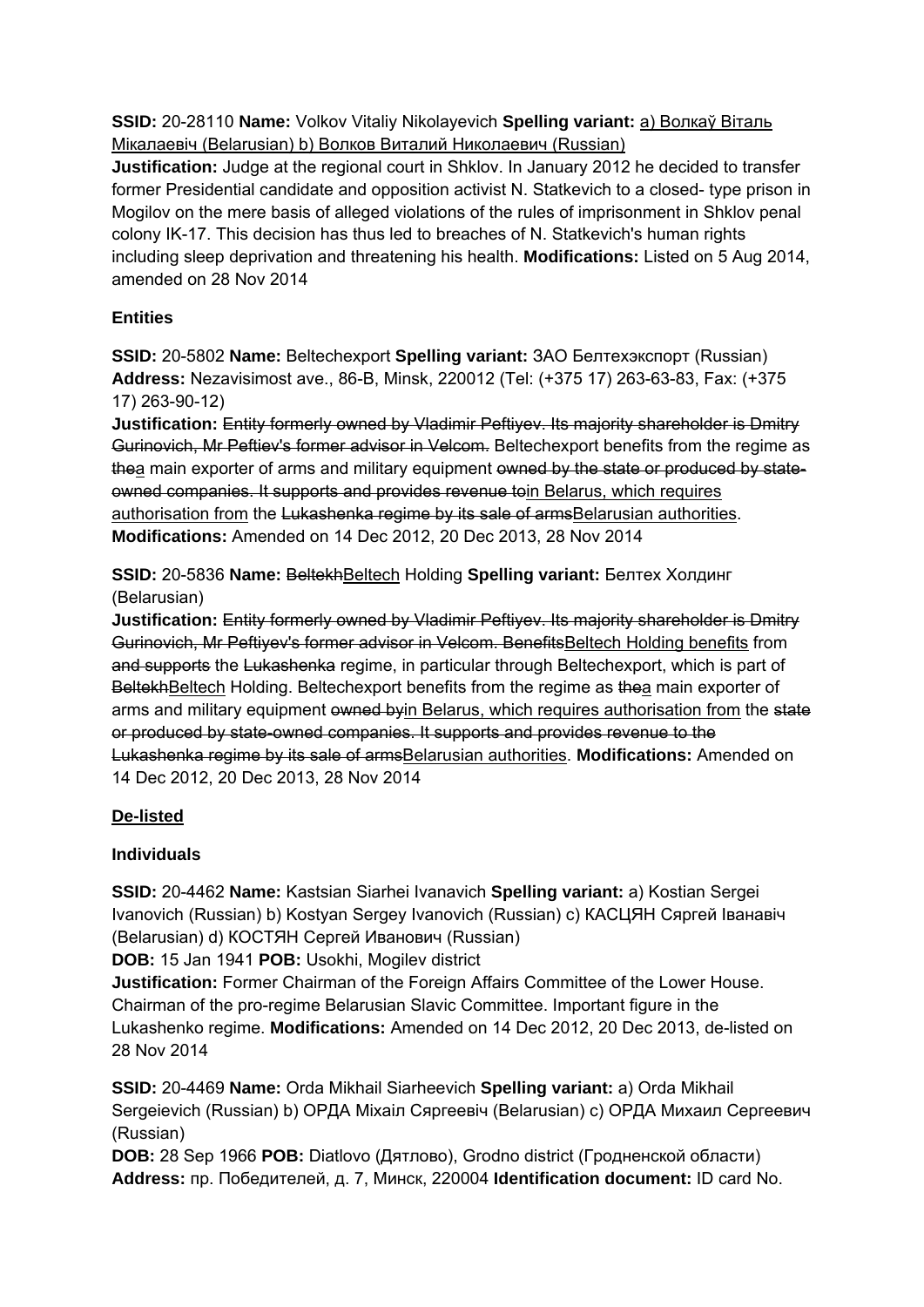**SSID:** 20-28110 **Name:** Volkov Vitaliy Nikolayevich **Spelling variant:** <u>a) Волкаў Віталь Мікалаевіч (Belarusian) b) Волков Виталий Николаевич (Russian)</u>
**Justification:** Judge at the regional court in Shklov. In January 2012 he decided to transfer former Presidential candidate and opposition activist N. Statkevich to a closed- type prison in Mogilov on the mere basis of alleged violations of the rules of imprisonment in Shklov penal colony IK-17. This decision has thus led to breaches of N. Statkevich's human rights including sleep deprivation and threatening his health. **Modifications:** Listed on 5 Aug 2014, amended on 28 Nov 2014

### Entities

**SSID:** 20-5802 **Name:** Beltechexport **Spelling variant:** ЗАО Белтехэкспорт (Russian)
**Address:** Nezavisimost ave., 86-B, Minsk, 220012 (Tel: (+375 17) 263-63-83, Fax: (+375 17) 263-90-12)
**Justification:** ~~Entity formerly owned by Vladimir Peftiyev. Its majority shareholder is Dmitry Gurinovich, Mr Peftiev's former advisor in Velcom.~~ Beltechexport benefits from the regime as ~~the~~<u>a</u> main exporter of arms and military equipment ~~owned by the state or produced by state-owned companies. It supports and provides revenue to~~<u>in Belarus, which requires authorisation from</u> the ~~Lukashenka regime by its sale of arms~~<u>Belarusian authorities</u>.
**Modifications:** Amended on 14 Dec 2012, 20 Dec 2013, 28 Nov 2014

**SSID:** 20-5836 **Name:** ~~Beltekh~~<u>Beltech</u> Holding **Spelling variant:** Белтех Холдинг (Belarusian)
**Justification:** ~~Entity formerly owned by Vladimir Peftiyev. Its majority shareholder is Dmitry Gurinovich, Mr Peftiyev's former advisor in Velcom. Benefits~~<u>Beltech Holding benefits</u> from ~~and supports~~ the ~~Lukashenka~~ regime, in particular through Beltechexport, which is part of ~~Beltekh~~<u>Beltech</u> Holding. Beltechexport benefits from the regime as ~~the~~<u>a</u> main exporter of arms and military equipment ~~owned by~~<u>in Belarus, which requires authorisation from</u> the ~~state or produced by state-owned companies. It supports and provides revenue to the Lukashenka regime by its sale of arms~~<u>Belarusian authorities</u>. **Modifications:** Amended on 14 Dec 2012, 20 Dec 2013, 28 Nov 2014

### <u>De-listed</u>

### Individuals

**SSID:** 20-4462 **Name:** Kastsian Siarhei Ivanavich **Spelling variant:** a) Kostian Sergei Ivanovich (Russian) b) Kostyan Sergey Ivanovich (Russian) c) КАСЦЯН Сяргей Іванавіч (Belarusian) d) КОСТЯН Сергей Иванович (Russian)
**DOB:** 15 Jan 1941 **POB:** Usokhi, Mogilev district
**Justification:** Former Chairman of the Foreign Affairs Committee of the Lower House. Chairman of the pro-regime Belarusian Slavic Committee. Important figure in the Lukashenko regime. **Modifications:** Amended on 14 Dec 2012, 20 Dec 2013, de-listed on 28 Nov 2014

**SSID:** 20-4469 **Name:** Orda Mikhail Siarheevich **Spelling variant:** a) Orda Mikhail Sergeievich (Russian) b) ОРДА Міхаіл Сяргеевіч (Belarusian) c) ОРДА Михаил Сергеевич (Russian)
**DOB:** 28 Sep 1966 **POB:** Diatlovo (Дятлово), Grodno district (Гродненской области)
**Address:** пр. Победителей, д. 7, Минск, 220004 **Identification document:** ID card No.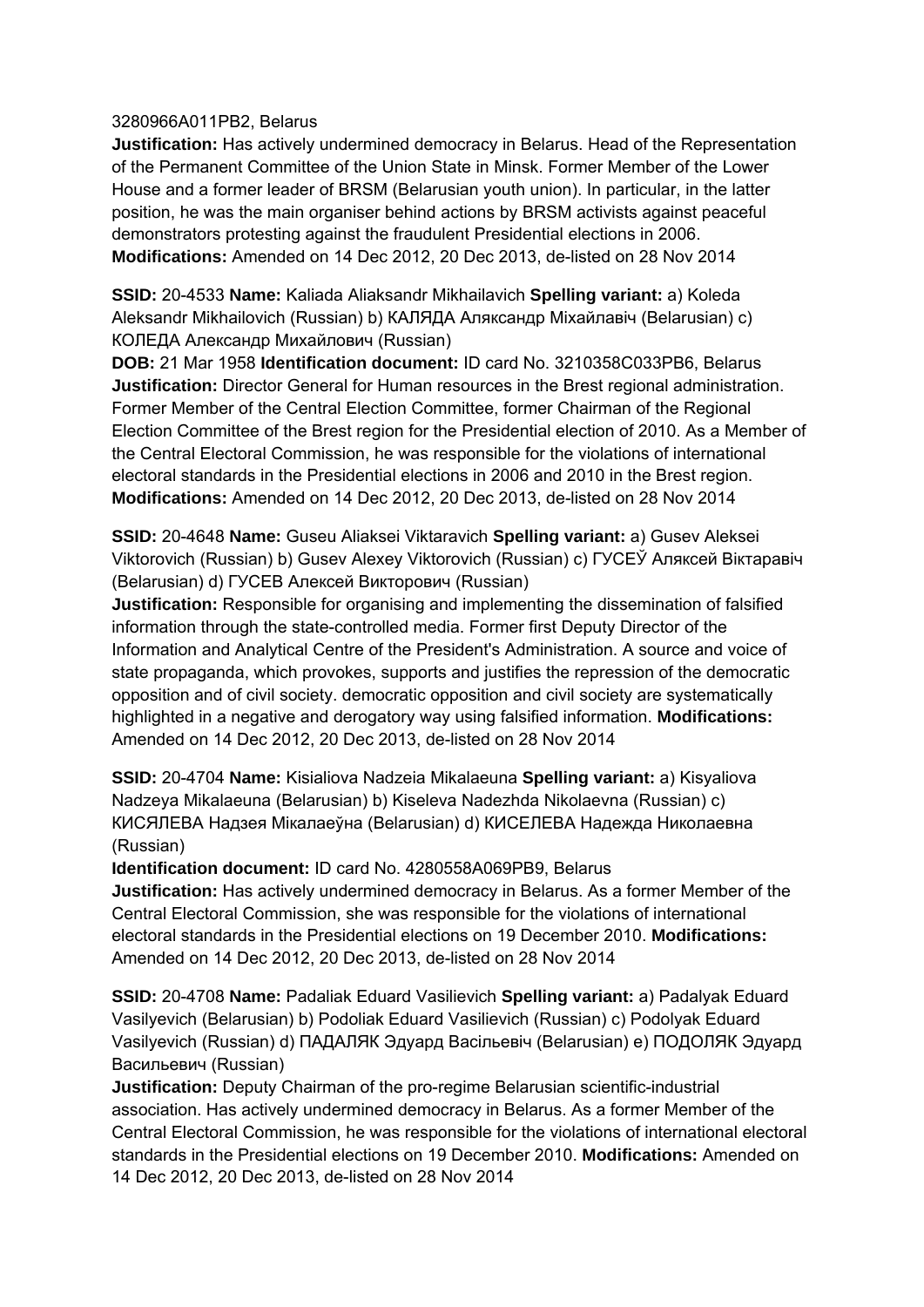3280966A011PB2, Belarus
**Justification:** Has actively undermined democracy in Belarus. Head of the Representation of the Permanent Committee of the Union State in Minsk. Former Member of the Lower House and a former leader of BRSM (Belarusian youth union). In particular, in the latter position, he was the main organiser behind actions by BRSM activists against peaceful demonstrators protesting against the fraudulent Presidential elections in 2006.
**Modifications:** Amended on 14 Dec 2012, 20 Dec 2013, de-listed on 28 Nov 2014

**SSID:** 20-4533 **Name:** Kaliada Aliaksandr Mikhailavich **Spelling variant:** a) Koleda Aleksandr Mikhailovich (Russian) b) КАЛЯДА Аляксандр Міхайлавіч (Belarusian) c) КОЛЕДА Александр Михайлович (Russian)
**DOB:** 21 Mar 1958 **Identification document:** ID card No. 3210358C033PB6, Belarus
**Justification:** Director General for Human resources in the Brest regional administration. Former Member of the Central Election Committee, former Chairman of the Regional Election Committee of the Brest region for the Presidential election of 2010. As a Member of the Central Electoral Commission, he was responsible for the violations of international electoral standards in the Presidential elections in 2006 and 2010 in the Brest region.
**Modifications:** Amended on 14 Dec 2012, 20 Dec 2013, de-listed on 28 Nov 2014

**SSID:** 20-4648 **Name:** Guseu Aliaksei Viktaravich **Spelling variant:** a) Gusev Aleksei Viktorovich (Russian) b) Gusev Alexey Viktorovich (Russian) c) ГУСЕЎ Аляксей Віктаравіч (Belarusian) d) ГУСЕВ Алексей Викторович (Russian)
**Justification:** Responsible for organising and implementing the dissemination of falsified information through the state-controlled media. Former first Deputy Director of the Information and Analytical Centre of the President's Administration. A source and voice of state propaganda, which provokes, supports and justifies the repression of the democratic opposition and of civil society. democratic opposition and civil society are systematically highlighted in a negative and derogatory way using falsified information. **Modifications:** Amended on 14 Dec 2012, 20 Dec 2013, de-listed on 28 Nov 2014

**SSID:** 20-4704 **Name:** Kisialiova Nadzeia Mikalaeuna **Spelling variant:** a) Kisyaliova Nadzeya Mikalaeuna (Belarusian) b) Kiseleva Nadezhda Nikolaevna (Russian) c) КИСЯЛЕВА Надзея Мікалаеўна (Belarusian) d) КИСЕЛЕВА Надежда Николаевна (Russian)
**Identification document:** ID card No. 4280558A069PB9, Belarus
**Justification:** Has actively undermined democracy in Belarus. As a former Member of the Central Electoral Commission, she was responsible for the violations of international electoral standards in the Presidential elections on 19 December 2010. **Modifications:** Amended on 14 Dec 2012, 20 Dec 2013, de-listed on 28 Nov 2014

**SSID:** 20-4708 **Name:** Padaliak Eduard Vasilievich **Spelling variant:** a) Padalyak Eduard Vasilyevich (Belarusian) b) Podoliak Eduard Vasilievich (Russian) c) Podolyak Eduard Vasilyevich (Russian) d) ПАДАЛЯК Эдуард Васільевіч (Belarusian) e) ПОДОЛЯК Эдуард Васильевич (Russian)
**Justification:** Deputy Chairman of the pro-regime Belarusian scientific-industrial association. Has actively undermined democracy in Belarus. As a former Member of the Central Electoral Commission, he was responsible for the violations of international electoral standards in the Presidential elections on 19 December 2010. **Modifications:** Amended on 14 Dec 2012, 20 Dec 2013, de-listed on 28 Nov 2014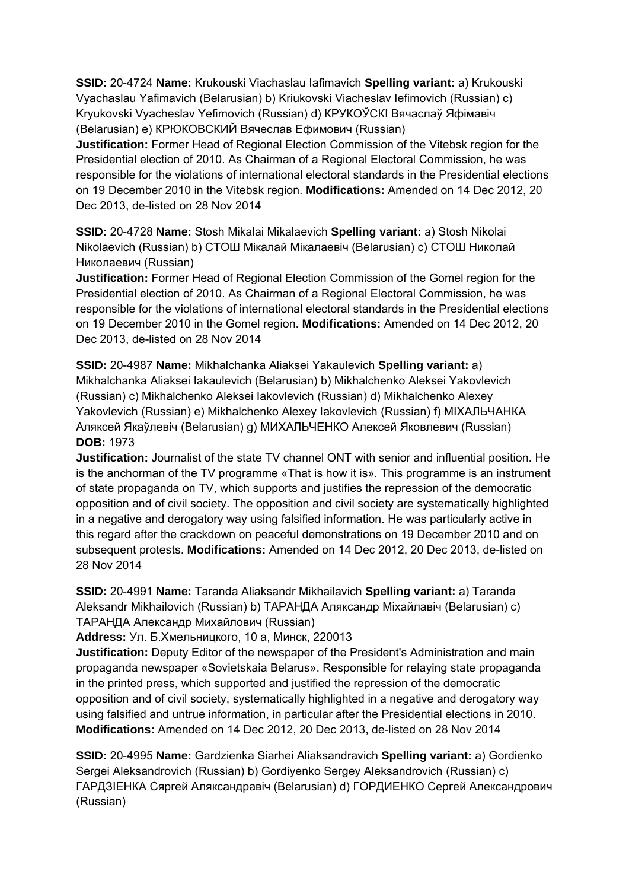**SSID:** 20-4724 **Name:** Krukouski Viachaslau Iafimavich **Spelling variant:** a) Krukouski Vyachaslau Yafimavich (Belarusian) b) Kriukovski Viacheslav Iefimovich (Russian) c) Kryukovski Vyacheslav Yefimovich (Russian) d) КРУКОЎСКІ Вячаслаў Яфімавіч (Belarusian) e) КРЮКОВСКИЙ Вячеслав Ефимович (Russian)
**Justification:** Former Head of Regional Election Commission of the Vitebsk region for the Presidential election of 2010. As Chairman of a Regional Electoral Commission, he was responsible for the violations of international electoral standards in the Presidential elections on 19 December 2010 in the Vitebsk region. **Modifications:** Amended on 14 Dec 2012, 20 Dec 2013, de-listed on 28 Nov 2014

**SSID:** 20-4728 **Name:** Stosh Mikalai Mikalaevich **Spelling variant:** a) Stosh Nikolai Nikolaevich (Russian) b) СТОШ Мікалай Мікалаевіч (Belarusian) c) СТОШ Николай Николаевич (Russian)
**Justification:** Former Head of Regional Election Commission of the Gomel region for the Presidential election of 2010. As Chairman of a Regional Electoral Commission, he was responsible for the violations of international electoral standards in the Presidential elections on 19 December 2010 in the Gomel region. **Modifications:** Amended on 14 Dec 2012, 20 Dec 2013, de-listed on 28 Nov 2014

**SSID:** 20-4987 **Name:** Mikhalchanka Aliaksei Yakaulevich **Spelling variant:** a) Mikhalchanka Aliaksei Iakaulevich (Belarusian) b) Mikhalchenko Aleksei Yakovlevich (Russian) c) Mikhalchenko Aleksei Iakovlevich (Russian) d) Mikhalchenko Alexey Yakovlevich (Russian) e) Mikhalchenko Alexey Iakovlevich (Russian) f) МІХАЛЬЧАНКА Аляксей Якаўлевіч (Belarusian) g) МИХАЛЬЧЕНКО Алексей Яковлевич (Russian)
**DOB:** 1973
**Justification:** Journalist of the state TV channel ONT with senior and influential position. He is the anchorman of the TV programme «That is how it is». This programme is an instrument of state propaganda on TV, which supports and justifies the repression of the democratic opposition and of civil society. The opposition and civil society are systematically highlighted in a negative and derogatory way using falsified information. He was particularly active in this regard after the crackdown on peaceful demonstrations on 19 December 2010 and on subsequent protests. **Modifications:** Amended on 14 Dec 2012, 20 Dec 2013, de-listed on 28 Nov 2014

**SSID:** 20-4991 **Name:** Taranda Aliaksandr Mikhailavich **Spelling variant:** a) Taranda Aleksandr Mikhailovich (Russian) b) ТАРАНДА Аляксандр Міхайлавіч (Belarusian) c) ТАРАНДА Александр Михайлович (Russian)
**Address:** Ул. Б.Хмельницкого, 10 а, Минск, 220013
**Justification:** Deputy Editor of the newspaper of the President's Administration and main propaganda newspaper «Sovietskaia Belarus». Responsible for relaying state propaganda in the printed press, which supported and justified the repression of the democratic opposition and of civil society, systematically highlighted in a negative and derogatory way using falsified and untrue information, in particular after the Presidential elections in 2010. **Modifications:** Amended on 14 Dec 2012, 20 Dec 2013, de-listed on 28 Nov 2014

**SSID:** 20-4995 **Name:** Gardzienka Siarhei Aliaksandravich **Spelling variant:** a) Gordienko Sergei Aleksandrovich (Russian) b) Gordiyenko Sergey Aleksandrovich (Russian) c) ГАРДЗІЕНКА Сяргей Аляксандравіч (Belarusian) d) ГОРДИЕНКО Сергей Александрович (Russian)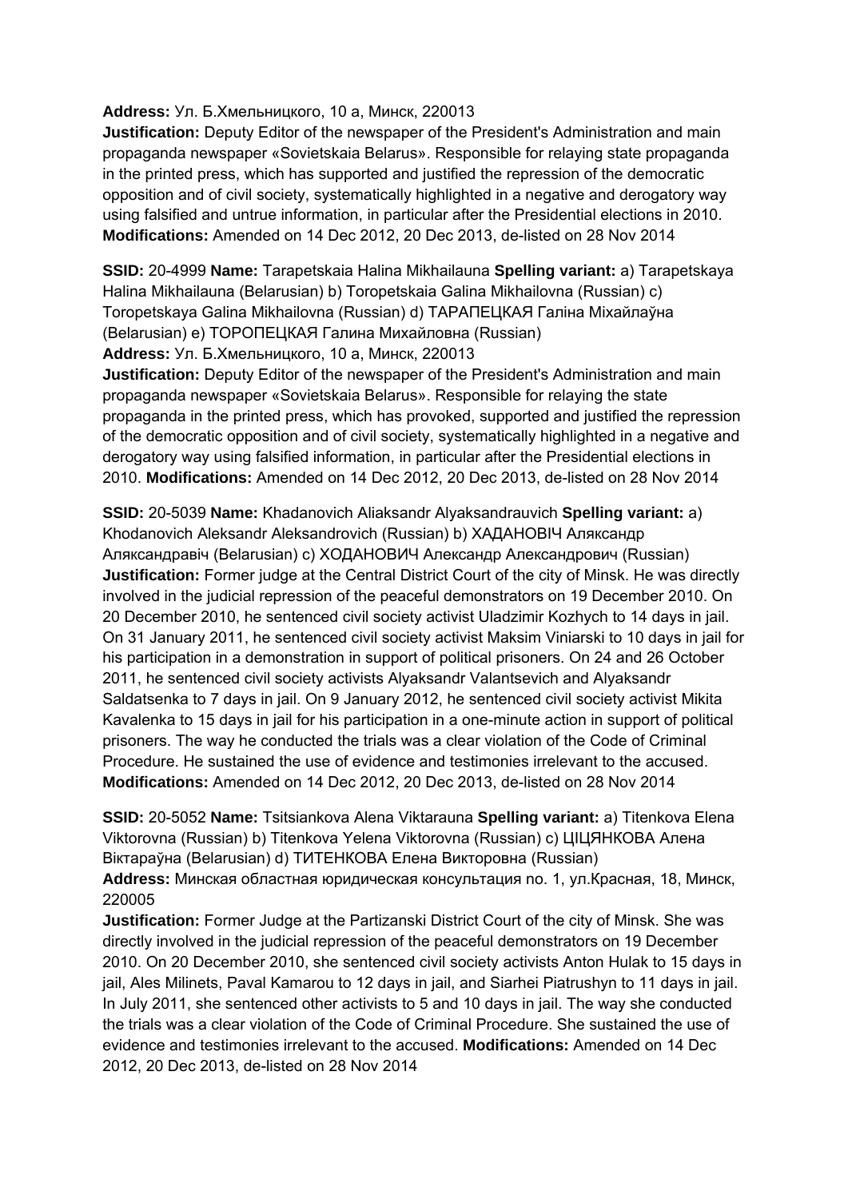**Address:** Ул. Б.Хмельницкого, 10 а, Минск, 220013
**Justification:** Deputy Editor of the newspaper of the President's Administration and main propaganda newspaper «Sovietskaia Belarus». Responsible for relaying state propaganda in the printed press, which has supported and justified the repression of the democratic opposition and of civil society, systematically highlighted in a negative and derogatory way using falsified and untrue information, in particular after the Presidential elections in 2010. **Modifications:** Amended on 14 Dec 2012, 20 Dec 2013, de-listed on 28 Nov 2014

**SSID:** 20-4999 **Name:** Tarapetskaia Halina Mikhailauna **Spelling variant:** a) Tarapetskaya Halina Mikhailauna (Belarusian) b) Toropetskaia Galina Mikhailovna (Russian) c) Toropetskaya Galina Mikhailovna (Russian) d) ТАРАПЕЦКАЯ Галіна Міхайлаўна (Belarusian) e) ТОРОПЕЦКАЯ Галина Михайловна (Russian)
**Address:** Ул. Б.Хмельницкого, 10 а, Минск, 220013
**Justification:** Deputy Editor of the newspaper of the President's Administration and main propaganda newspaper «Sovietskaia Belarus». Responsible for relaying the state propaganda in the printed press, which has provoked, supported and justified the repression of the democratic opposition and of civil society, systematically highlighted in a negative and derogatory way using falsified information, in particular after the Presidential elections in 2010. **Modifications:** Amended on 14 Dec 2012, 20 Dec 2013, de-listed on 28 Nov 2014

**SSID:** 20-5039 **Name:** Khadanovich Aliaksandr Alyaksandrauvich **Spelling variant:** a) Khodanovich Aleksandr Aleksandrovich (Russian) b) ХАДАНОВІЧ Аляксандр Аляксандравіч (Belarusian) c) ХОДАНОВИЧ Александр Александрович (Russian)
**Justification:** Former judge at the Central District Court of the city of Minsk. He was directly involved in the judicial repression of the peaceful demonstrators on 19 December 2010. On 20 December 2010, he sentenced civil society activist Uladzimir Kozhych to 14 days in jail. On 31 January 2011, he sentenced civil society activist Maksim Viniarski to 10 days in jail for his participation in a demonstration in support of political prisoners. On 24 and 26 October 2011, he sentenced civil society activists Alyaksandr Valantsevich and Alyaksandr Saldatsenka to 7 days in jail. On 9 January 2012, he sentenced civil society activist Mikita Kavalenka to 15 days in jail for his participation in a one-minute action in support of political prisoners. The way he conducted the trials was a clear violation of the Code of Criminal Procedure. He sustained the use of evidence and testimonies irrelevant to the accused. **Modifications:** Amended on 14 Dec 2012, 20 Dec 2013, de-listed on 28 Nov 2014

**SSID:** 20-5052 **Name:** Tsitsiankova Alena Viktarauna **Spelling variant:** a) Titenkova Elena Viktorovna (Russian) b) Titenkova Yelena Viktorovna (Russian) c) ЦІЦЯНКОВА Алена Віктараўна (Belarusian) d) ТИТЕНКОВА Елена Викторовна (Russian)
**Address:** Минская областная юридическая консультация no. 1, ул.Красная, 18, Минск, 220005
**Justification:** Former Judge at the Partizanski District Court of the city of Minsk. She was directly involved in the judicial repression of the peaceful demonstrators on 19 December 2010. On 20 December 2010, she sentenced civil society activists Anton Hulak to 15 days in jail, Ales Milinets, Paval Kamarou to 12 days in jail, and Siarhei Piatrushyn to 11 days in jail. In July 2011, she sentenced other activists to 5 and 10 days in jail. The way she conducted the trials was a clear violation of the Code of Criminal Procedure. She sustained the use of evidence and testimonies irrelevant to the accused. **Modifications:** Amended on 14 Dec 2012, 20 Dec 2013, de-listed on 28 Nov 2014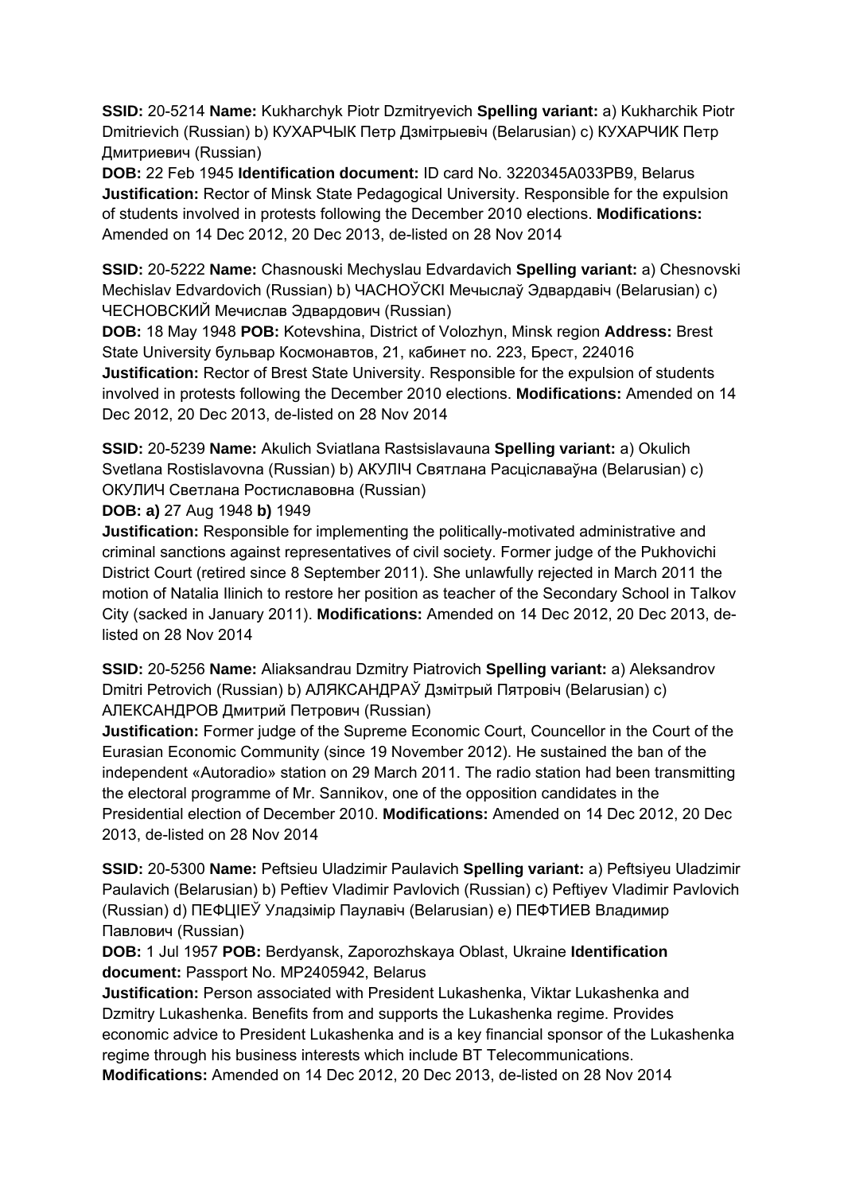**SSID:** 20-5214 **Name:** Kukharchyk Piotr Dzmitryevich **Spelling variant:** a) Kukharchik Piotr Dmitrievich (Russian) b) КУХАРЧЫК Петр Дзмітрыевіч (Belarusian) c) КУХАРЧИК Петр Дмитриевич (Russian)
**DOB:** 22 Feb 1945 **Identification document:** ID card No. 3220345A033PB9, Belarus
**Justification:** Rector of Minsk State Pedagogical University. Responsible for the expulsion of students involved in protests following the December 2010 elections. **Modifications:** Amended on 14 Dec 2012, 20 Dec 2013, de-listed on 28 Nov 2014

**SSID:** 20-5222 **Name:** Chasnouski Mechyslau Edvardavich **Spelling variant:** a) Chesnovski Mechislav Edvardovich (Russian) b) ЧАСНОЎСКІ Мечыслаў Эдвардавіч (Belarusian) c) ЧЕСНОВСКИЙ Мечислав Эдвардович (Russian)
**DOB:** 18 May 1948 **POB:** Kotevshina, District of Volozhyn, Minsk region **Address:** Brest State University бульвар Космонавтов, 21, кабинет no. 223, Брест, 224016
**Justification:** Rector of Brest State University. Responsible for the expulsion of students involved in protests following the December 2010 elections. **Modifications:** Amended on 14 Dec 2012, 20 Dec 2013, de-listed on 28 Nov 2014

**SSID:** 20-5239 **Name:** Akulich Sviatlana Rastsislavauna **Spelling variant:** a) Okulich Svetlana Rostislavovna (Russian) b) АКУЛІЧ Святлана Расціславаўна (Belarusian) c) ОКУЛИЧ Светлана Ростиславовна (Russian)
**DOB: a)** 27 Aug 1948 **b)** 1949
**Justification:** Responsible for implementing the politically-motivated administrative and criminal sanctions against representatives of civil society. Former judge of the Pukhovichi District Court (retired since 8 September 2011). She unlawfully rejected in March 2011 the motion of Natalia Ilinich to restore her position as teacher of the Secondary School in Talkov City (sacked in January 2011). **Modifications:** Amended on 14 Dec 2012, 20 Dec 2013, de-listed on 28 Nov 2014

**SSID:** 20-5256 **Name:** Aliaksandrau Dzmitry Piatrovich **Spelling variant:** a) Aleksandrov Dmitri Petrovich (Russian) b) АЛЯКСАНДРАЎ Дзмітрый Пятровіч (Belarusian) c) АЛЕКСАНДРОВ Дмитрий Петрович (Russian)
**Justification:** Former judge of the Supreme Economic Court, Councellor in the Court of the Eurasian Economic Community (since 19 November 2012). He sustained the ban of the independent «Autoradio» station on 29 March 2011. The radio station had been transmitting the electoral programme of Mr. Sannikov, one of the opposition candidates in the Presidential election of December 2010. **Modifications:** Amended on 14 Dec 2012, 20 Dec 2013, de-listed on 28 Nov 2014

**SSID:** 20-5300 **Name:** Peftsieu Uladzimir Paulavich **Spelling variant:** a) Peftsiyeu Uladzimir Paulavich (Belarusian) b) Peftiev Vladimir Pavlovich (Russian) c) Peftiyev Vladimir Pavlovich (Russian) d) ПЕФЦІЕЎ Уладзімір Паулавіч (Belarusian) e) ПЕФТИЕВ Владимир Павлович (Russian)
**DOB:** 1 Jul 1957 **POB:** Berdyansk, Zaporozhskaya Oblast, Ukraine **Identification document:** Passport No. MP2405942, Belarus
**Justification:** Person associated with President Lukashenka, Viktar Lukashenka and Dzmitry Lukashenka. Benefits from and supports the Lukashenka regime. Provides economic advice to President Lukashenka and is a key financial sponsor of the Lukashenka regime through his business interests which include BT Telecommunications.
**Modifications:** Amended on 14 Dec 2012, 20 Dec 2013, de-listed on 28 Nov 2014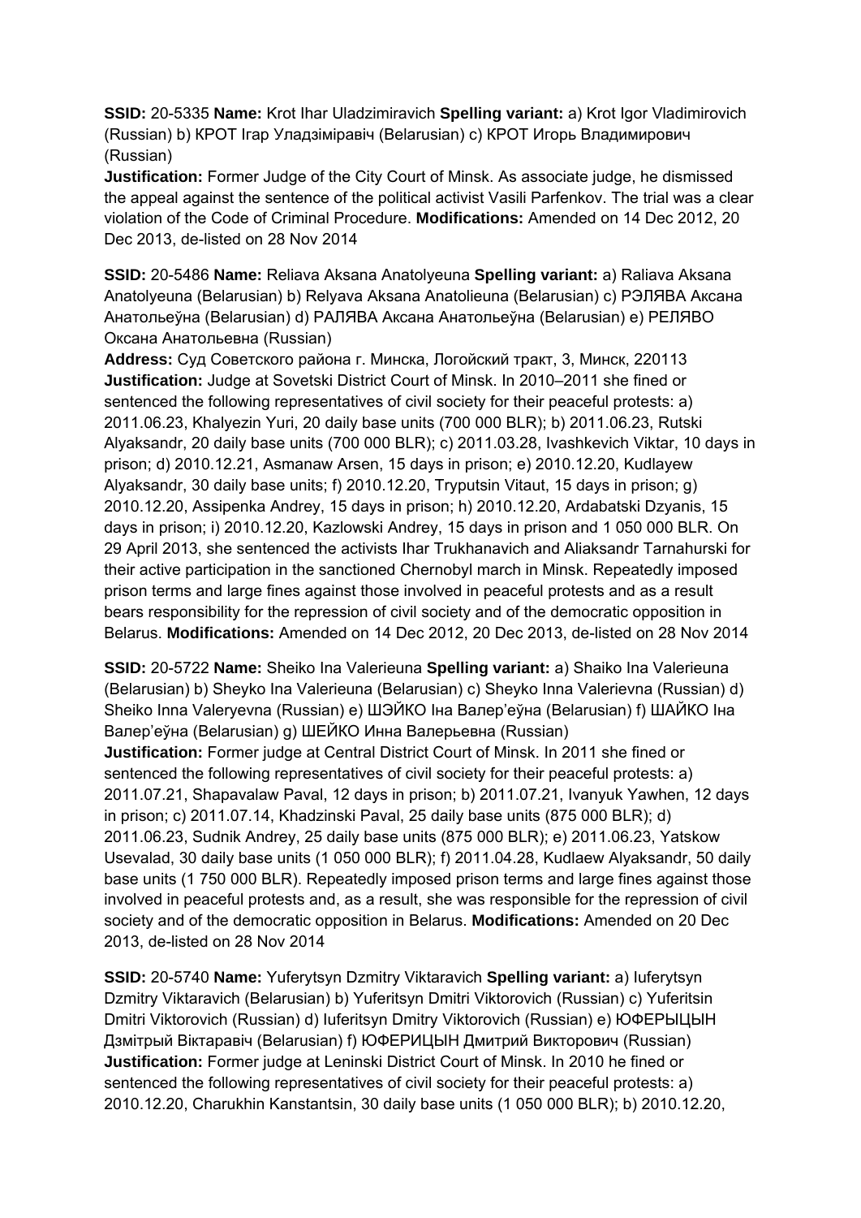**SSID:** 20-5335 **Name:** Krot Ihar Uladzimiravich **Spelling variant:** a) Krot Igor Vladimirovich (Russian) b) КРОТ Ігар Уладзіміравіч (Belarusian) c) КРОТ Игорь Владимирович (Russian)
**Justification:** Former Judge of the City Court of Minsk. As associate judge, he dismissed the appeal against the sentence of the political activist Vasili Parfenkov. The trial was a clear violation of the Code of Criminal Procedure. **Modifications:** Amended on 14 Dec 2012, 20 Dec 2013, de-listed on 28 Nov 2014

**SSID:** 20-5486 **Name:** Reliava Aksana Anatolyeuna **Spelling variant:** a) Raliava Aksana Anatolyeuna (Belarusian) b) Relyava Aksana Anatolieuna (Belarusian) c) РЭЛЯВА Аксана Анатольеўна (Belarusian) d) РАЛЯВА Аксана Анатольеўна (Belarusian) e) РЕЛЯВО Оксана Анатольевна (Russian)
**Address:** Суд Советского района г. Минска, Логойский тракт, 3, Минск, 220113
**Justification:** Judge at Sovetski District Court of Minsk. In 2010–2011 she fined or sentenced the following representatives of civil society for their peaceful protests: a) 2011.06.23, Khalyezin Yuri, 20 daily base units (700 000 BLR); b) 2011.06.23, Rutski Alyaksandr, 20 daily base units (700 000 BLR); c) 2011.03.28, Ivashkevich Viktar, 10 days in prison; d) 2010.12.21, Asmanaw Arsen, 15 days in prison; e) 2010.12.20, Kudlayew Alyaksandr, 30 daily base units; f) 2010.12.20, Tryputsin Vitaut, 15 days in prison; g) 2010.12.20, Assipenka Andrey, 15 days in prison; h) 2010.12.20, Ardabatski Dzyanis, 15 days in prison; i) 2010.12.20, Kazlowski Andrey, 15 days in prison and 1 050 000 BLR. On 29 April 2013, she sentenced the activists Ihar Trukhanavich and Aliaksandr Tarnahurski for their active participation in the sanctioned Chernobyl march in Minsk. Repeatedly imposed prison terms and large fines against those involved in peaceful protests and as a result bears responsibility for the repression of civil society and of the democratic opposition in Belarus. **Modifications:** Amended on 14 Dec 2012, 20 Dec 2013, de-listed on 28 Nov 2014

**SSID:** 20-5722 **Name:** Sheiko Ina Valerieuna **Spelling variant:** a) Shaiko Ina Valerieuna (Belarusian) b) Sheyko Ina Valerieuna (Belarusian) c) Sheyko Inna Valerievna (Russian) d) Sheiko Inna Valeryevna (Russian) e) ШЭЙКО Іна Валер'еўна (Belarusian) f) ШАЙКО Іна Валер'еўна (Belarusian) g) ШЕЙКО Инна Валерьевна (Russian)
**Justification:** Former judge at Central District Court of Minsk. In 2011 she fined or sentenced the following representatives of civil society for their peaceful protests: a) 2011.07.21, Shapavalaw Paval, 12 days in prison; b) 2011.07.21, Ivanyuk Yawhen, 12 days in prison; c) 2011.07.14, Khadzinski Paval, 25 daily base units (875 000 BLR); d) 2011.06.23, Sudnik Andrey, 25 daily base units (875 000 BLR); e) 2011.06.23, Yatskow Usevalad, 30 daily base units (1 050 000 BLR); f) 2011.04.28, Kudlaew Alyaksandr, 50 daily base units (1 750 000 BLR). Repeatedly imposed prison terms and large fines against those involved in peaceful protests and, as a result, she was responsible for the repression of civil society and of the democratic opposition in Belarus. **Modifications:** Amended on 20 Dec 2013, de-listed on 28 Nov 2014

**SSID:** 20-5740 **Name:** Yuferytsyn Dzmitry Viktaravich **Spelling variant:** a) Iuferytsyn Dzmitry Viktaravich (Belarusian) b) Yuferitsyn Dmitri Viktorovich (Russian) c) Yuferitsin Dmitri Viktorovich (Russian) d) Iuferitsyn Dmitry Viktorovich (Russian) e) ЮФЕРЫЦЫН Дзмітрый Віктаравіч (Belarusian) f) ЮФЕРИЦЫН Дмитрий Викторович (Russian)
**Justification:** Former judge at Leninski District Court of Minsk. In 2010 he fined or sentenced the following representatives of civil society for their peaceful protests: a) 2010.12.20, Charukhin Kanstantsin, 30 daily base units (1 050 000 BLR); b) 2010.12.20,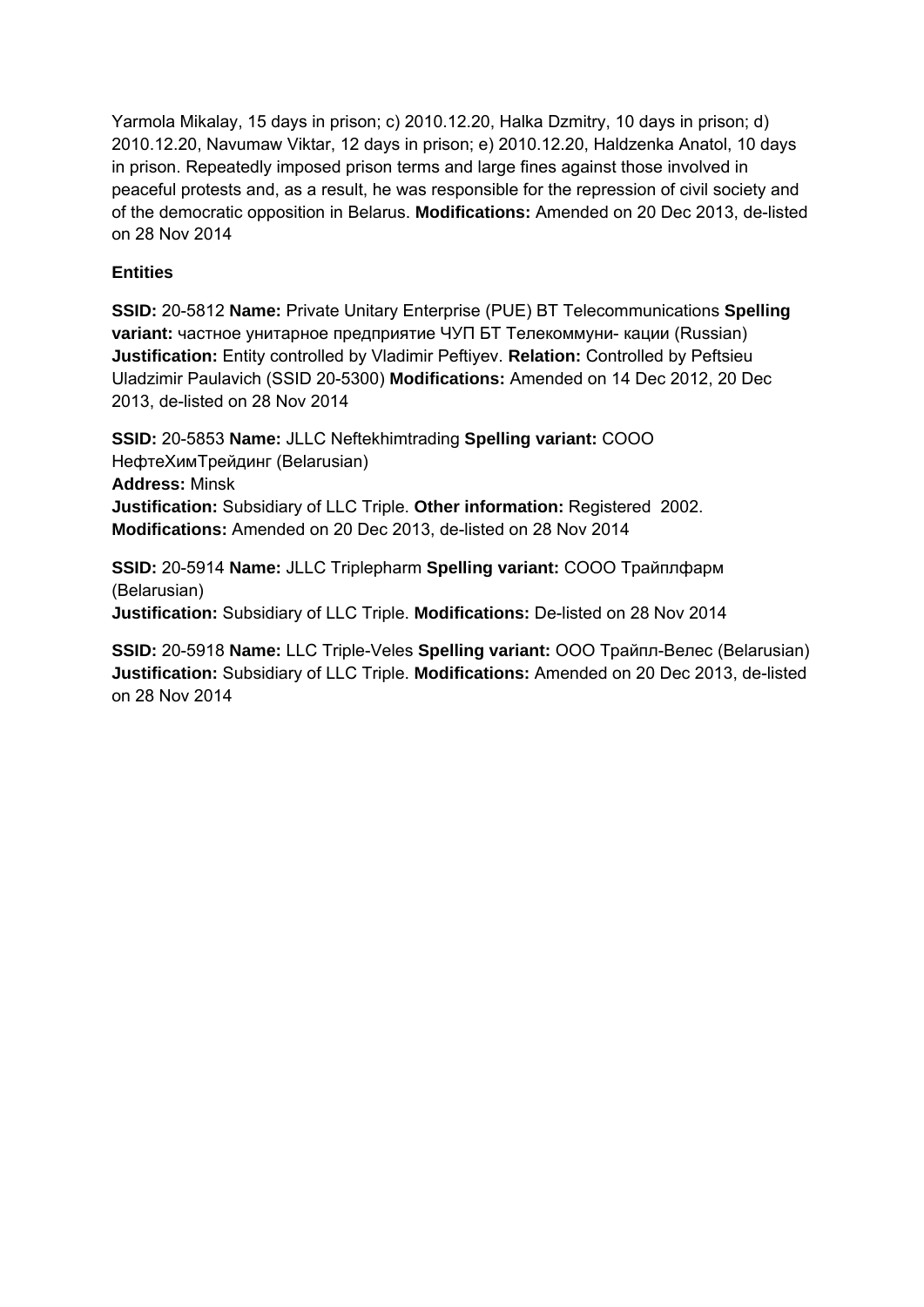Yarmola Mikalay, 15 days in prison; c) 2010.12.20, Halka Dzmitry, 10 days in prison; d) 2010.12.20, Navumaw Viktar, 12 days in prison; e) 2010.12.20, Haldzenka Anatol, 10 days in prison. Repeatedly imposed prison terms and large fines against those involved in peaceful protests and, as a result, he was responsible for the repression of civil society and of the democratic opposition in Belarus. **Modifications:** Amended on 20 Dec 2013, de-listed on 28 Nov 2014

**Entities**

**SSID:** 20-5812 **Name:** Private Unitary Enterprise (PUE) BT Telecommunications **Spelling variant:** частное унитарное предприятие ЧУП БТ Телекоммуни- кации (Russian) **Justification:** Entity controlled by Vladimir Peftiyev. **Relation:** Controlled by Peftsieu Uladzimir Paulavich (SSID 20-5300) **Modifications:** Amended on 14 Dec 2012, 20 Dec 2013, de-listed on 28 Nov 2014

**SSID:** 20-5853 **Name:** JLLC Neftekhimtrading **Spelling variant:** СООО НефтеХимТрейдинг (Belarusian)
**Address:** Minsk
**Justification:** Subsidiary of LLC Triple. **Other information:** Registered 2002.
**Modifications:** Amended on 20 Dec 2013, de-listed on 28 Nov 2014

**SSID:** 20-5914 **Name:** JLLC Triplepharm **Spelling variant:** СООО Трайплфарм (Belarusian)
**Justification:** Subsidiary of LLC Triple. **Modifications:** De-listed on 28 Nov 2014

**SSID:** 20-5918 **Name:** LLC Triple-Veles **Spelling variant:** ООО Трайпл-Велес (Belarusian)
**Justification:** Subsidiary of LLC Triple. **Modifications:** Amended on 20 Dec 2013, de-listed on 28 Nov 2014